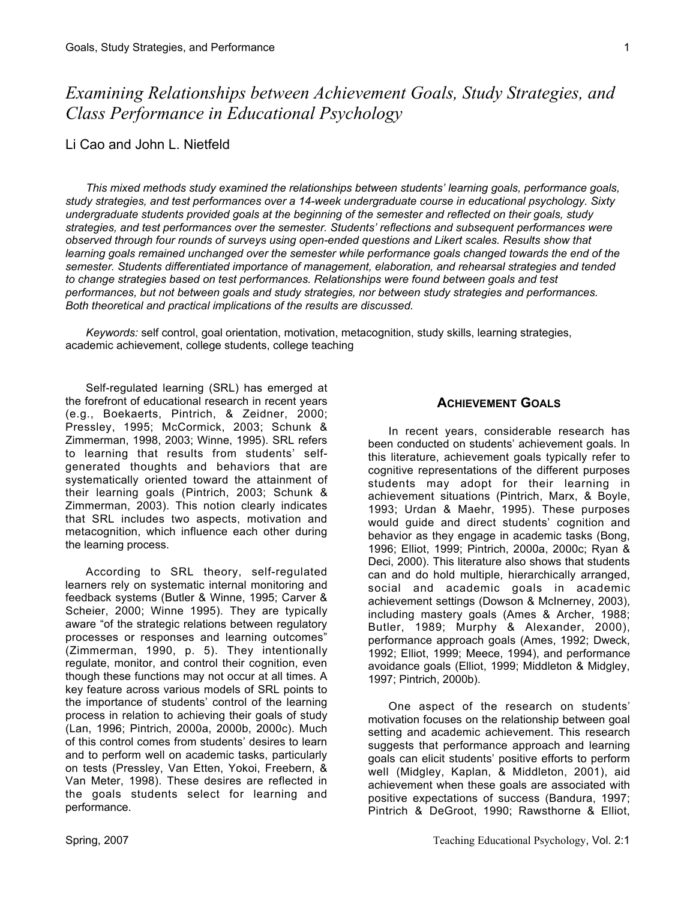# *Examining Relationships between Achievement Goals, Study Strategies, and Class Performance in Educational Psychology*

Li Cao and John L. Nietfeld

*This mixed methods study examined the relationships between students' learning goals, performance goals, study strategies, and test performances over a 14-week undergraduate course in educational psychology. Sixty undergraduate students provided goals at the beginning of the semester and reflected on their goals, study strategies, and test performances over the semester. Students' reflections and subsequent performances were observed through four rounds of surveys using open-ended questions and Likert scales. Results show that learning goals remained unchanged over the semester while performance goals changed towards the end of the semester. Students differentiated importance of management, elaboration, and rehearsal strategies and tended to change strategies based on test performances. Relationships were found between goals and test performances, but not between goals and study strategies, nor between study strategies and performances. Both theoretical and practical implications of the results are discussed.*

*Keywords:* self control, goal orientation, motivation, metacognition, study skills, learning strategies, academic achievement, college students, college teaching

Self-regulated learning (SRL) has emerged at the forefront of educational research in recent years (e.g., Boekaerts, Pintrich, & Zeidner, 2000; Pressley, 1995; McCormick, 2003; Schunk & Zimmerman, 1998, 2003; Winne, 1995). SRL refers to learning that results from students' self-generated thoughts and behaviors that are systematically oriented toward the attainment of their learning goals (Pintrich, 2003; Schunk & Zimmerman, 2003). This notion clearly indicates that SRL includes two aspects, motivation and metacognition, which influence each other during the learning process.

According to SRL theory, self-regulated learners rely on systematic internal monitoring and feedback systems (Butler & Winne, 1995; Carver & Scheier, 2000; Winne 1995). They are typically aware "of the strategic relations between regulatory processes or responses and learning outcomes" (Zimmerman, 1990, p. 5). They intentionally regulate, monitor, and control their cognition, even though these functions may not occur at all times. A key feature across various models of SRL points to the importance of students' control of the learning process in relation to achieving their goals of study (Lan, 1996; Pintrich, 2000a, 2000b, 2000c). Much of this control comes from students' desires to learn and to perform well on academic tasks, particularly on tests (Pressley, Van Etten, Yokoi, Freebern, & Van Meter, 1998). These desires are reflected in the goals students select for learning and performance.

## Achievement Goals

In recent years, considerable research has been conducted on students' achievement goals. In this literature, achievement goals typically refer to cognitive representations of the different purposes students may adopt for their learning in achievement situations (Pintrich, Marx, & Boyle, 1993; Urdan & Maehr, 1995). These purposes would guide and direct students' cognition and behavior as they engage in academic tasks (Bong, 1996; Elliot, 1999; Pintrich, 2000a, 2000c; Ryan & Deci, 2000). This literature also shows that students can and do hold multiple, hierarchically arranged, social and academic goals in academic achievement settings (Dowson & McInerney, 2003), including mastery goals (Ames & Archer, 1988; Butler, 1989; Murphy & Alexander, 2000), performance approach goals (Ames, 1992; Dweck, 1992; Elliot, 1999; Meece, 1994), and performance avoidance goals (Elliot, 1999; Middleton & Midgley, 1997; Pintrich, 2000b).

One aspect of the research on students' motivation focuses on the relationship between goal setting and academic achievement. This research suggests that performance approach and learning goals can elicit students' positive efforts to perform well (Midgley, Kaplan, & Middleton, 2001), aid achievement when these goals are associated with positive expectations of success (Bandura, 1997; Pintrich & DeGroot, 1990; Rawsthorne & Elliot,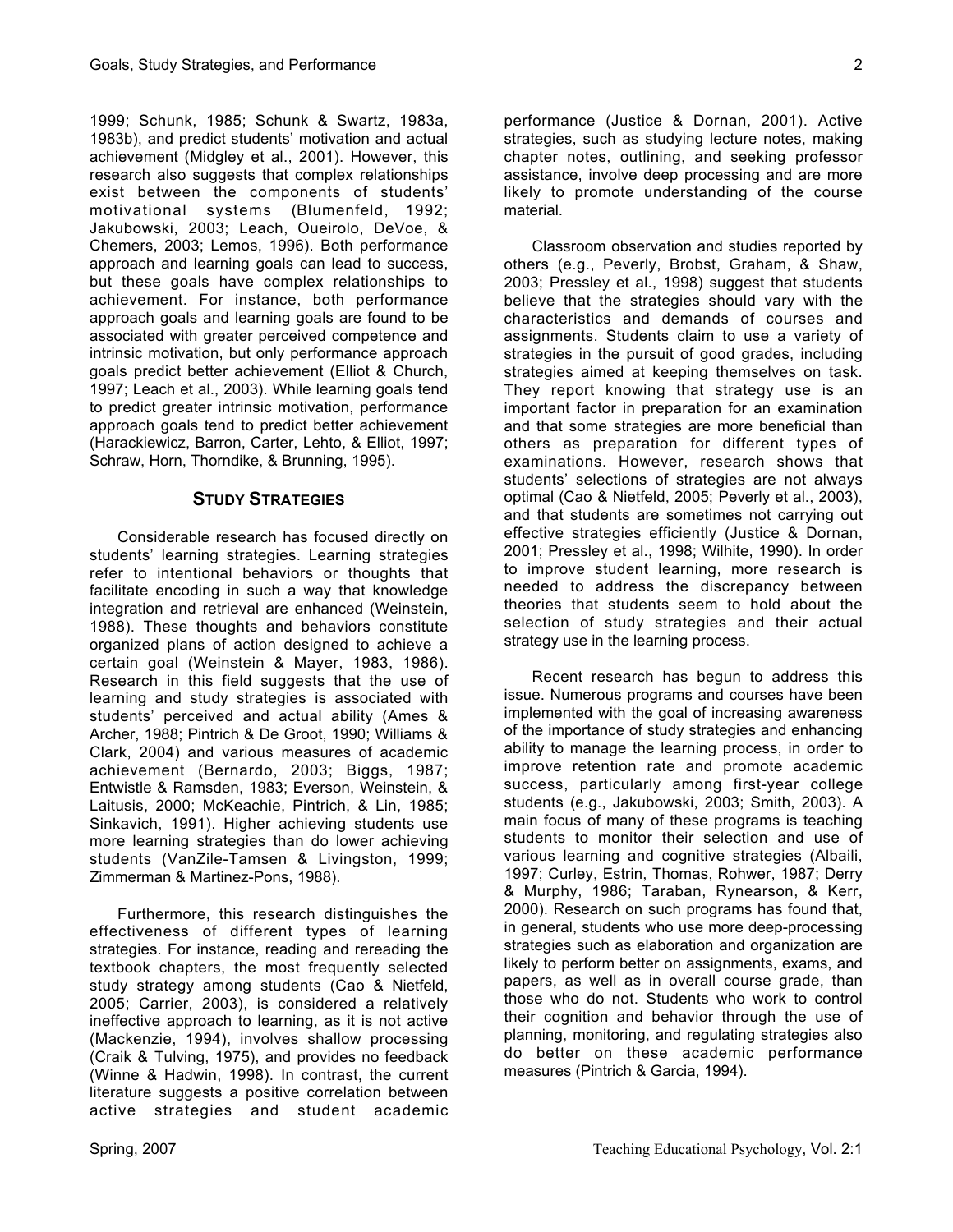1999; Schunk, 1985; Schunk & Swartz, 1983a, 1983b), and predict students' motivation and actual achievement (Midgley et al., 2001). However, this research also suggests that complex relationships exist between the components of students' motivational systems (Blumenfeld, 1992; Jakubowski, 2003; Leach, Oueirolo, DeVoe, & Chemers, 2003; Lemos, 1996). Both performance approach and learning goals can lead to success, but these goals have complex relationships to achievement. For instance, both performance approach goals and learning goals are found to be associated with greater perceived competence and intrinsic motivation, but only performance approach goals predict better achievement (Elliot & Church, 1997; Leach et al., 2003). While learning goals tend to predict greater intrinsic motivation, performance approach goals tend to predict better achievement (Harackiewicz, Barron, Carter, Lehto, & Elliot, 1997; Schraw, Horn, Thorndike, & Brunning, 1995).

## Study Strategies

Considerable research has focused directly on students' learning strategies. Learning strategies refer to intentional behaviors or thoughts that facilitate encoding in such a way that knowledge integration and retrieval are enhanced (Weinstein, 1988). These thoughts and behaviors constitute organized plans of action designed to achieve a certain goal (Weinstein & Mayer, 1983, 1986). Research in this field suggests that the use of learning and study strategies is associated with students' perceived and actual ability (Ames & Archer, 1988; Pintrich & De Groot, 1990; Williams & Clark, 2004) and various measures of academic achievement (Bernardo, 2003; Biggs, 1987; Entwistle & Ramsden, 1983; Everson, Weinstein, & Laitusis, 2000; McKeachie, Pintrich, & Lin, 1985; Sinkavich, 1991). Higher achieving students use more learning strategies than do lower achieving students (VanZile-Tamsen & Livingston, 1999; Zimmerman & Martinez-Pons, 1988).

Furthermore, this research distinguishes the effectiveness of different types of learning strategies. For instance, reading and rereading the textbook chapters, the most frequently selected study strategy among students (Cao & Nietfeld, 2005; Carrier, 2003), is considered a relatively ineffective approach to learning, as it is not active (Mackenzie, 1994), involves shallow processing (Craik & Tulving, 1975), and provides no feedback (Winne & Hadwin, 1998). In contrast, the current literature suggests a positive correlation between active strategies and student academic performance (Justice & Dornan, 2001). Active strategies, such as studying lecture notes, making chapter notes, outlining, and seeking professor assistance, involve deep processing and are more likely to promote understanding of the course material.

Classroom observation and studies reported by others (e.g., Peverly, Brobst, Graham, & Shaw, 2003; Pressley et al., 1998) suggest that students believe that the strategies should vary with the characteristics and demands of courses and assignments. Students claim to use a variety of strategies in the pursuit of good grades, including strategies aimed at keeping themselves on task. They report knowing that strategy use is an important factor in preparation for an examination and that some strategies are more beneficial than others as preparation for different types of examinations. However, research shows that students' selections of strategies are not always optimal (Cao & Nietfeld, 2005; Peverly et al., 2003), and that students are sometimes not carrying out effective strategies efficiently (Justice & Dornan, 2001; Pressley et al., 1998; Wilhite, 1990). In order to improve student learning, more research is needed to address the discrepancy between theories that students seem to hold about the selection of study strategies and their actual strategy use in the learning process.

Recent research has begun to address this issue. Numerous programs and courses have been implemented with the goal of increasing awareness of the importance of study strategies and enhancing ability to manage the learning process, in order to improve retention rate and promote academic success, particularly among first-year college students (e.g., Jakubowski, 2003; Smith, 2003). A main focus of many of these programs is teaching students to monitor their selection and use of various learning and cognitive strategies (Albaili, 1997; Curley, Estrin, Thomas, Rohwer, 1987; Derry & Murphy, 1986; Taraban, Rynearson, & Kerr, 2000). Research on such programs has found that, in general, students who use more deep-processing strategies such as elaboration and organization are likely to perform better on assignments, exams, and papers, as well as in overall course grade, than those who do not. Students who work to control their cognition and behavior through the use of planning, monitoring, and regulating strategies also do better on these academic performance measures (Pintrich & Garcia, 1994).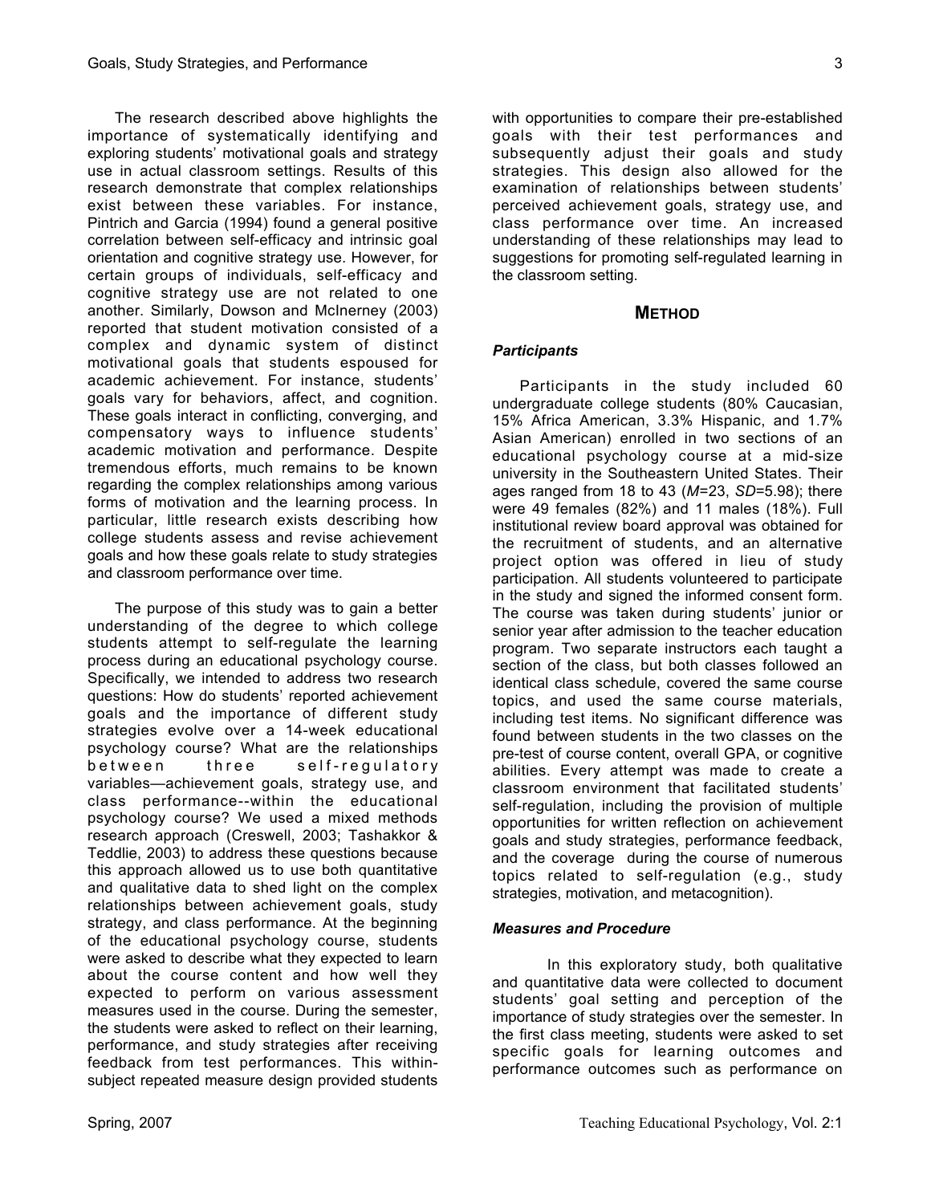The research described above highlights the importance of systematically identifying and exploring students' motivational goals and strategy use in actual classroom settings. Results of this research demonstrate that complex relationships exist between these variables. For instance, Pintrich and Garcia (1994) found a general positive correlation between self-efficacy and intrinsic goal orientation and cognitive strategy use. However, for certain groups of individuals, self-efficacy and cognitive strategy use are not related to one another. Similarly, Dowson and McInerney (2003) reported that student motivation consisted of a complex and dynamic system of distinct motivational goals that students espoused for academic achievement. For instance, students' goals vary for behaviors, affect, and cognition. These goals interact in conflicting, converging, and compensatory ways to influence students' academic motivation and performance. Despite tremendous efforts, much remains to be known regarding the complex relationships among various forms of motivation and the learning process. In particular, little research exists describing how college students assess and revise achievement goals and how these goals relate to study strategies and classroom performance over time.

The purpose of this study was to gain a better understanding of the degree to which college students attempt to self-regulate the learning process during an educational psychology course. Specifically, we intended to address two research questions: How do students' reported achievement goals and the importance of different study strategies evolve over a 14-week educational psychology course? What are the relationships between three self-regulatory variables—achievement goals, strategy use, and class performance--within the educational psychology course? We used a mixed methods research approach (Creswell, 2003; Tashakkor & Teddlie, 2003) to address these questions because this approach allowed us to use both quantitative and qualitative data to shed light on the complex relationships between achievement goals, study strategy, and class performance. At the beginning of the educational psychology course, students were asked to describe what they expected to learn about the course content and how well they expected to perform on various assessment measures used in the course. During the semester, the students were asked to reflect on their learning, performance, and study strategies after receiving feedback from test performances. This within-subject repeated measure design provided students with opportunities to compare their pre-established goals with their test performances and subsequently adjust their goals and study strategies. This design also allowed for the examination of relationships between students' perceived achievement goals, strategy use, and class performance over time. An increased understanding of these relationships may lead to suggestions for promoting self-regulated learning in the classroom setting.

## METHOD

### *Participants*

Participants in the study included 60 undergraduate college students (80% Caucasian, 15% Africa American, 3.3% Hispanic, and 1.7% Asian American) enrolled in two sections of an educational psychology course at a mid-size university in the Southeastern United States. Their ages ranged from 18 to 43 (*M*=23, *SD*=5.98); there were 49 females (82%) and 11 males (18%). Full institutional review board approval was obtained for the recruitment of students, and an alternative project option was offered in lieu of study participation. All students volunteered to participate in the study and signed the informed consent form. The course was taken during students' junior or senior year after admission to the teacher education program. Two separate instructors each taught a section of the class, but both classes followed an identical class schedule, covered the same course topics, and used the same course materials, including test items. No significant difference was found between students in the two classes on the pre-test of course content, overall GPA, or cognitive abilities. Every attempt was made to create a classroom environment that facilitated students' self-regulation, including the provision of multiple opportunities for written reflection on achievement goals and study strategies, performance feedback, and the coverage during the course of numerous topics related to self-regulation (e.g., study strategies, motivation, and metacognition).

### *Measures and Procedure*

In this exploratory study, both qualitative and quantitative data were collected to document students' goal setting and perception of the importance of study strategies over the semester. In the first class meeting, students were asked to set specific goals for learning outcomes and performance outcomes such as performance on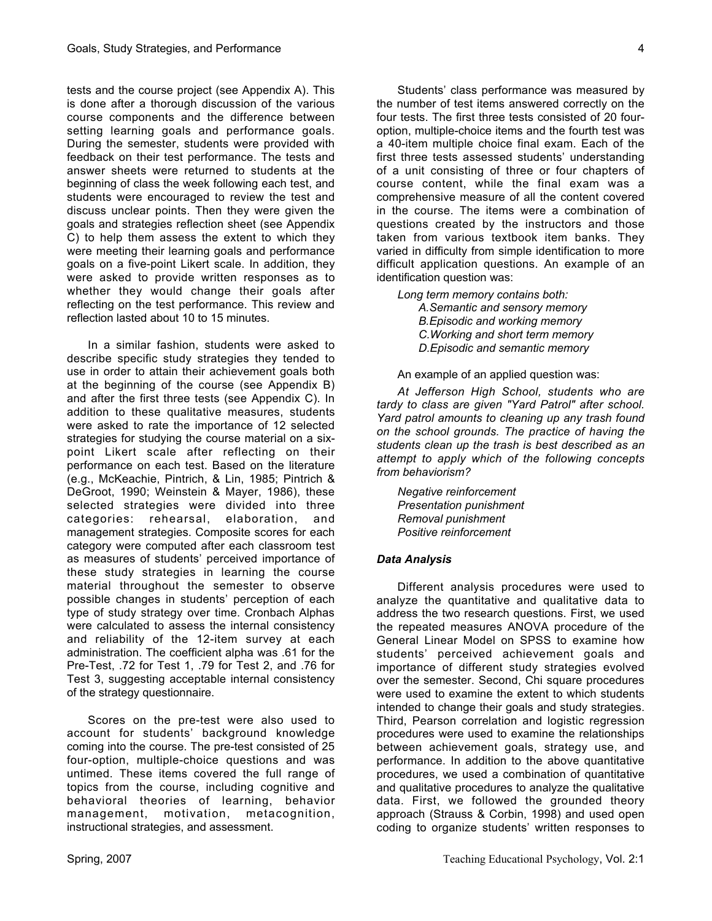tests and the course project (see Appendix A). This is done after a thorough discussion of the various course components and the difference between setting learning goals and performance goals. During the semester, students were provided with feedback on their test performance. The tests and answer sheets were returned to students at the beginning of class the week following each test, and students were encouraged to review the test and discuss unclear points. Then they were given the goals and strategies reflection sheet (see Appendix C) to help them assess the extent to which they were meeting their learning goals and performance goals on a five-point Likert scale. In addition, they were asked to provide written responses as to whether they would change their goals after reflecting on the test performance. This review and reflection lasted about 10 to 15 minutes.

In a similar fashion, students were asked to describe specific study strategies they tended to use in order to attain their achievement goals both at the beginning of the course (see Appendix B) and after the first three tests (see Appendix C). In addition to these qualitative measures, students were asked to rate the importance of 12 selected strategies for studying the course material on a six-point Likert scale after reflecting on their performance on each test. Based on the literature (e.g., McKeachie, Pintrich, & Lin, 1985; Pintrich & DeGroot, 1990; Weinstein & Mayer, 1986), these selected strategies were divided into three categories: rehearsal, elaboration, and management strategies. Composite scores for each category were computed after each classroom test as measures of students' perceived importance of these study strategies in learning the course material throughout the semester to observe possible changes in students' perception of each type of study strategy over time. Cronbach Alphas were calculated to assess the internal consistency and reliability of the 12-item survey at each administration. The coefficient alpha was .61 for the Pre-Test, .72 for Test 1, .79 for Test 2, and .76 for Test 3, suggesting acceptable internal consistency of the strategy questionnaire.

Scores on the pre-test were also used to account for students' background knowledge coming into the course. The pre-test consisted of 25 four-option, multiple-choice questions and was untimed. These items covered the full range of topics from the course, including cognitive and behavioral theories of learning, behavior management, motivation, metacognition, instructional strategies, and assessment.

Students' class performance was measured by the number of test items answered correctly on the four tests. The first three tests consisted of 20 four-option, multiple-choice items and the fourth test was a 40-item multiple choice final exam. Each of the first three tests assessed students' understanding of a unit consisting of three or four chapters of course content, while the final exam was a comprehensive measure of all the content covered in the course. The items were a combination of questions created by the instructors and those taken from various textbook item banks. They varied in difficulty from simple identification to more difficult application questions. An example of an identification question was:

*Long term memory contains both:*
*A. Semantic and sensory memory*
*B. Episodic and working memory*
*C. Working and short term memory*
*D. Episodic and semantic memory*

An example of an applied question was:

*At Jefferson High School, students who are tardy to class are given "Yard Patrol" after school. Yard patrol amounts to cleaning up any trash found on the school grounds. The practice of having the students clean up the trash is best described as an attempt to apply which of the following concepts from behaviorism?*

*Negative reinforcement*
*Presentation punishment*
*Removal punishment*
*Positive reinforcement*

### *Data Analysis*

Different analysis procedures were used to analyze the quantitative and qualitative data to address the two research questions. First, we used the repeated measures ANOVA procedure of the General Linear Model on SPSS to examine how students' perceived achievement goals and importance of different study strategies evolved over the semester. Second, Chi square procedures were used to examine the extent to which students intended to change their goals and study strategies. Third, Pearson correlation and logistic regression procedures were used to examine the relationships between achievement goals, strategy use, and performance. In addition to the above quantitative procedures, we used a combination of quantitative and qualitative procedures to analyze the qualitative data. First, we followed the grounded theory approach (Strauss & Corbin, 1998) and used open coding to organize students' written responses to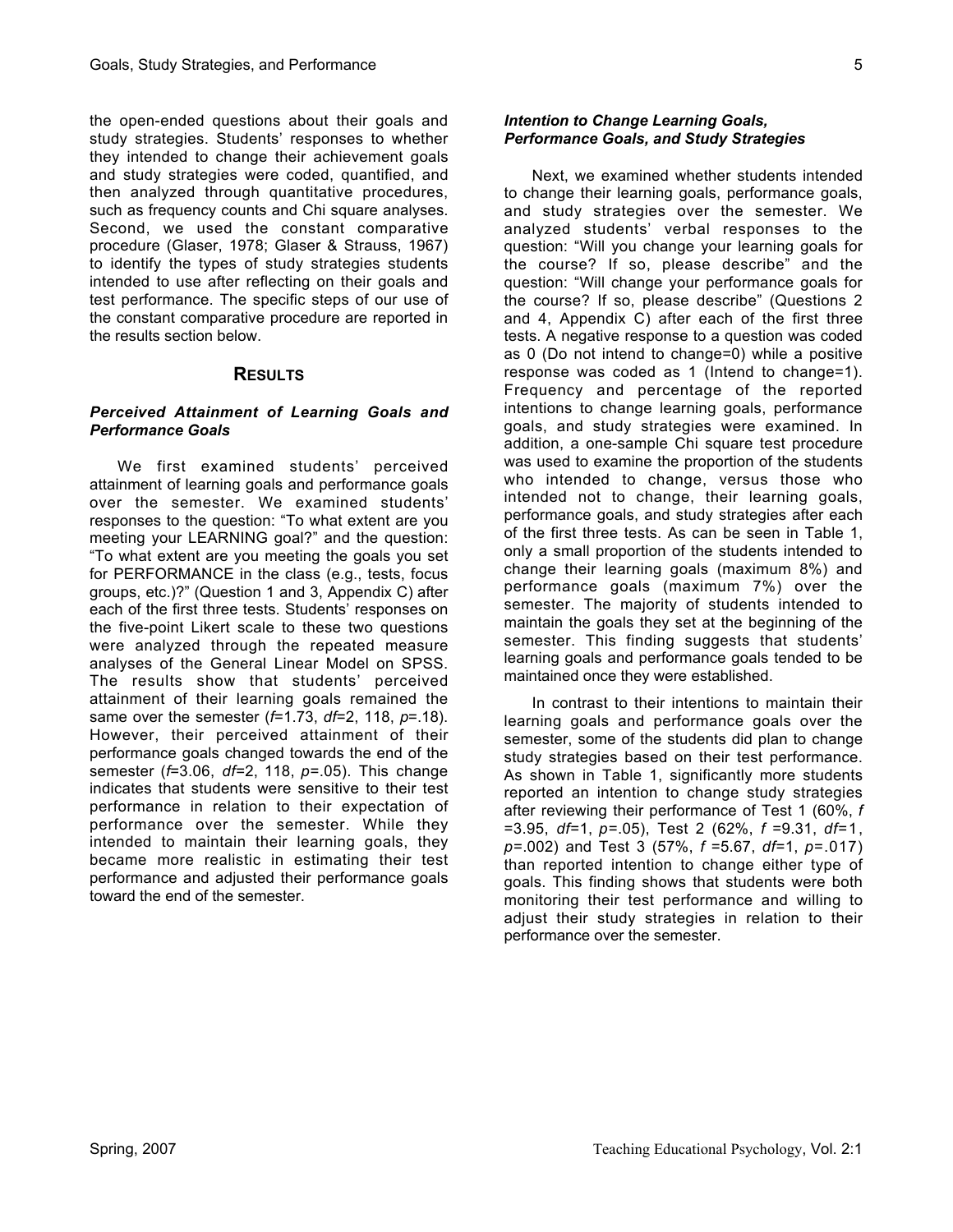the open-ended questions about their goals and study strategies. Students' responses to whether they intended to change their achievement goals and study strategies were coded, quantified, and then analyzed through quantitative procedures, such as frequency counts and Chi square analyses. Second, we used the constant comparative procedure (Glaser, 1978; Glaser & Strauss, 1967) to identify the types of study strategies students intended to use after reflecting on their goals and test performance. The specific steps of our use of the constant comparative procedure are reported in the results section below.

## RESULTS

### *Perceived Attainment of Learning Goals and Performance Goals*

We first examined students' perceived attainment of learning goals and performance goals over the semester. We examined students' responses to the question: "To what extent are you meeting your LEARNING goal?" and the question: "To what extent are you meeting the goals you set for PERFORMANCE in the class (e.g., tests, focus groups, etc.)?" (Question 1 and 3, Appendix C) after each of the first three tests. Students' responses on the five-point Likert scale to these two questions were analyzed through the repeated measure analyses of the General Linear Model on SPSS. The results show that students' perceived attainment of their learning goals remained the same over the semester ($f$=1.73, $df$=2, 118, $p$=.18). However, their perceived attainment of their performance goals changed towards the end of the semester ($f$=3.06, $df$=2, 118, $p$=.05). This change indicates that students were sensitive to their test performance in relation to their expectation of performance over the semester. While they intended to maintain their learning goals, they became more realistic in estimating their test performance and adjusted their performance goals toward the end of the semester.

### *Intention to Change Learning Goals, Performance Goals, and Study Strategies*

Next, we examined whether students intended to change their learning goals, performance goals, and study strategies over the semester. We analyzed students' verbal responses to the question: "Will you change your learning goals for the course? If so, please describe" and the question: "Will change your performance goals for the course? If so, please describe" (Questions 2 and 4, Appendix C) after each of the first three tests. A negative response to a question was coded as 0 (Do not intend to change=0) while a positive response was coded as 1 (Intend to change=1). Frequency and percentage of the reported intentions to change learning goals, performance goals, and study strategies were examined. In addition, a one-sample Chi square test procedure was used to examine the proportion of the students who intended to change, versus those who intended not to change, their learning goals, performance goals, and study strategies after each of the first three tests. As can be seen in Table 1, only a small proportion of the students intended to change their learning goals (maximum 8%) and performance goals (maximum 7%) over the semester. The majority of students intended to maintain the goals they set at the beginning of the semester. This finding suggests that students' learning goals and performance goals tended to be maintained once they were established.

In contrast to their intentions to maintain their learning goals and performance goals over the semester, some of the students did plan to change study strategies based on their test performance. As shown in Table 1, significantly more students reported an intention to change study strategies after reviewing their performance of Test 1 (60%, $f$ =3.95, $df$=1, $p$=.05), Test 2 (62%, $f$ =9.31, $df$=1, $p$=.002) and Test 3 (57%, $f$ =5.67, $df$=1, $p$=.017) than reported intention to change either type of goals. This finding shows that students were both monitoring their test performance and willing to adjust their study strategies in relation to their performance over the semester.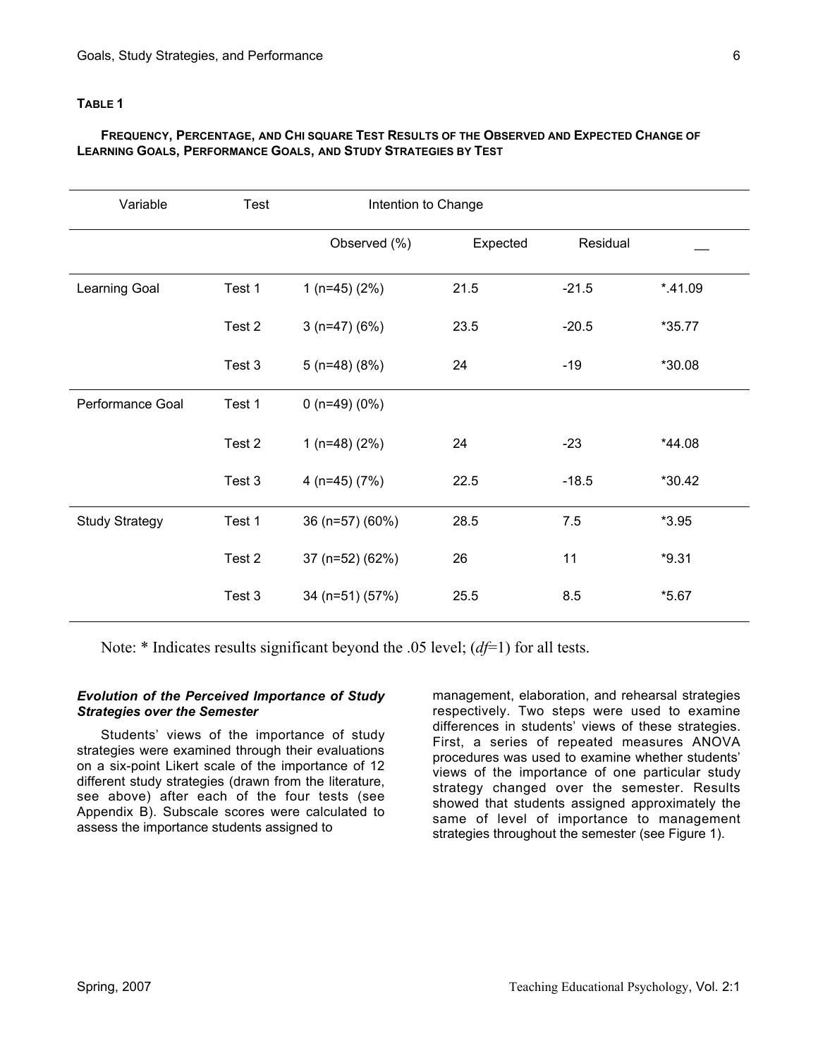**TABLE 1**

**FREQUENCY, PERCENTAGE, AND CHI SQUARE TEST RESULTS OF THE OBSERVED AND EXPECTED CHANGE OF LEARNING GOALS, PERFORMANCE GOALS, AND STUDY STRATEGIES BY TEST**

| Variable | Test | Intention to Change | | | |
|---|---|---|---|---|---|
| | | Observed (%) | Expected | Residual | __ |
| Learning Goal | Test 1 | 1 (n=45) (2%) | 21.5 | -21.5 | *.41.09 |
| | Test 2 | 3 (n=47) (6%) | 23.5 | -20.5 | *35.77 |
| | Test 3 | 5 (n=48) (8%) | 24 | -19 | *30.08 |
| Performance Goal | Test 1 | 0 (n=49) (0%) | | | |
| | Test 2 | 1 (n=48) (2%) | 24 | -23 | *44.08 |
| | Test 3 | 4 (n=45) (7%) | 22.5 | -18.5 | *30.42 |
| Study Strategy | Test 1 | 36 (n=57) (60%) | 28.5 | 7.5 | *3.95 |
| | Test 2 | 37 (n=52) (62%) | 26 | 11 | *9.31 |
| | Test 3 | 34 (n=51) (57%) | 25.5 | 8.5 | *5.67 |

Note: * Indicates results significant beyond the .05 level; (*df*=1) for all tests.

### *Evolution of the Perceived Importance of Study Strategies over the Semester*

Students' views of the importance of study strategies were examined through their evaluations on a six-point Likert scale of the importance of 12 different study strategies (drawn from the literature, see above) after each of the four tests (see Appendix B). Subscale scores were calculated to assess the importance students assigned to management, elaboration, and rehearsal strategies respectively. Two steps were used to examine differences in students' views of these strategies. First, a series of repeated measures ANOVA procedures was used to examine whether students' views of the importance of one particular study strategy changed over the semester. Results showed that students assigned approximately the same of level of importance to management strategies throughout the semester (see Figure 1).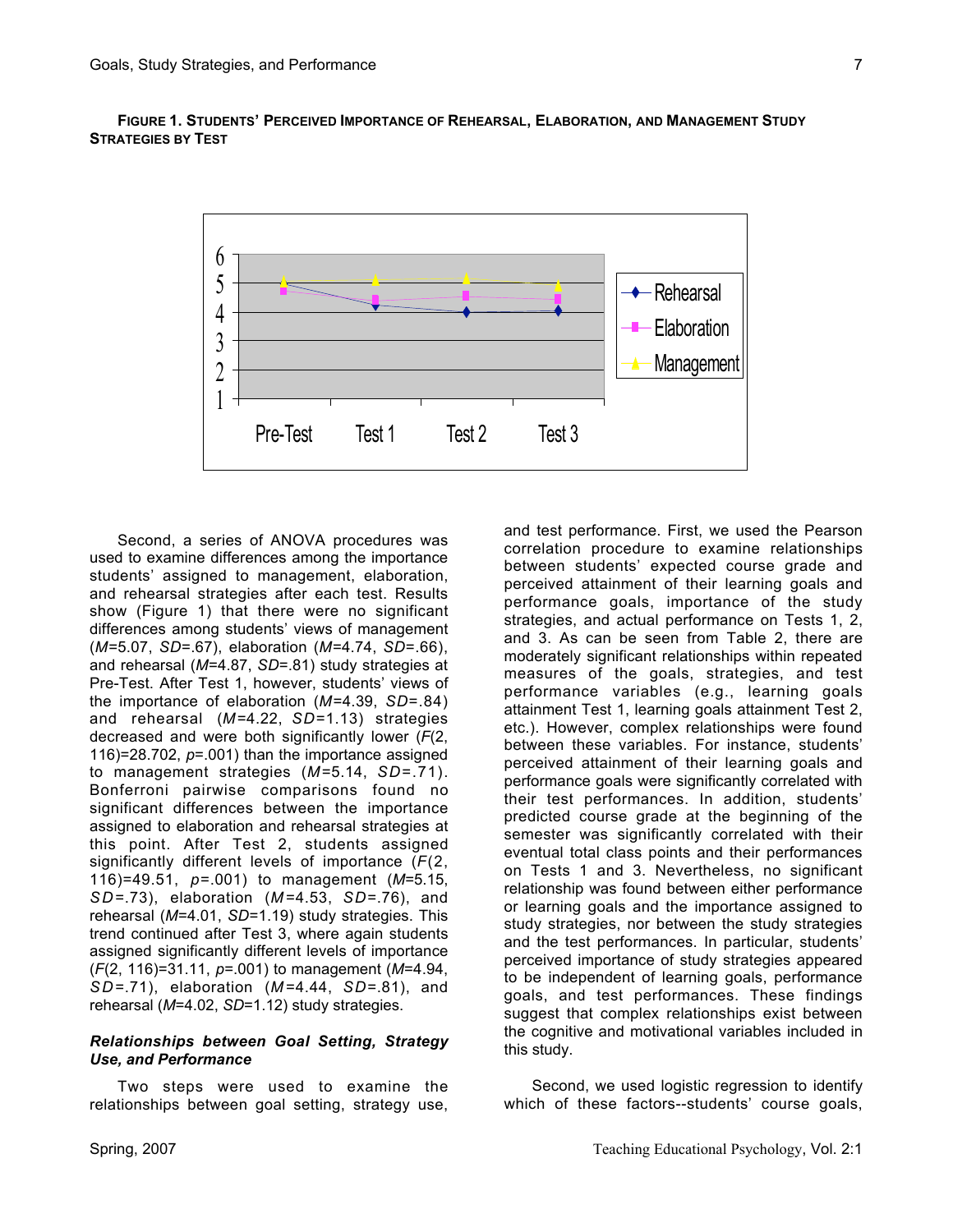**FIGURE 1. STUDENTS' PERCEIVED IMPORTANCE OF REHEARSAL, ELABORATION, AND MANAGEMENT STUDY STRATEGIES BY TEST**

Second, a series of ANOVA procedures was used to examine differences among the importance students' assigned to management, elaboration, and rehearsal strategies after each test. Results show (Figure 1) that there were no significant differences among students' views of management ($M$=5.07, $SD$=.67), elaboration ($M$=4.74, $SD$=.66), and rehearsal ($M$=4.87, $SD$=.81) study strategies at Pre-Test. After Test 1, however, students' views of the importance of elaboration ($M$=4.39, $SD$=.84) and rehearsal ($M$=4.22, $SD$=1.13) strategies decreased and were both significantly lower ($F$(2, 116)=28.702, $p$=.001) than the importance assigned to management strategies ($M$=5.14, $SD$=.71). Bonferroni pairwise comparisons found no significant differences between the importance assigned to elaboration and rehearsal strategies at this point. After Test 2, students assigned significantly different levels of importance ($F$(2, 116)=49.51, $p$=.001) to management ($M$=5.15, $SD$=.73), elaboration ($M$=4.53, $SD$=.76), and rehearsal ($M$=4.01, $SD$=1.19) study strategies. This trend continued after Test 3, where again students assigned significantly different levels of importance ($F$(2, 116)=31.11, $p$=.001) to management ($M$=4.94, $SD$=.71), elaboration ($M$=4.44, $SD$=.81), and rehearsal ($M$=4.02, $SD$=1.12) study strategies.

### *Relationships between Goal Setting, Strategy Use, and Performance*

Two steps were used to examine the relationships between goal setting, strategy use, and test performance. First, we used the Pearson correlation procedure to examine relationships between students' expected course grade and perceived attainment of their learning goals and performance goals, importance of the study strategies, and actual performance on Tests 1, 2, and 3. As can be seen from Table 2, there are moderately significant relationships within repeated measures of the goals, strategies, and test performance variables (e.g., learning goals attainment Test 1, learning goals attainment Test 2, etc.). However, complex relationships were found between these variables. For instance, students' perceived attainment of their learning goals and performance goals were significantly correlated with their test performances. In addition, students' predicted course grade at the beginning of the semester was significantly correlated with their eventual total class points and their performances on Tests 1 and 3. Nevertheless, no significant relationship was found between either performance or learning goals and the importance assigned to study strategies, nor between the study strategies and the test performances. In particular, students' perceived importance of study strategies appeared to be independent of learning goals, performance goals, and test performances. These findings suggest that complex relationships exist between the cognitive and motivational variables included in this study.

Second, we used logistic regression to identify which of these factors--students' course goals,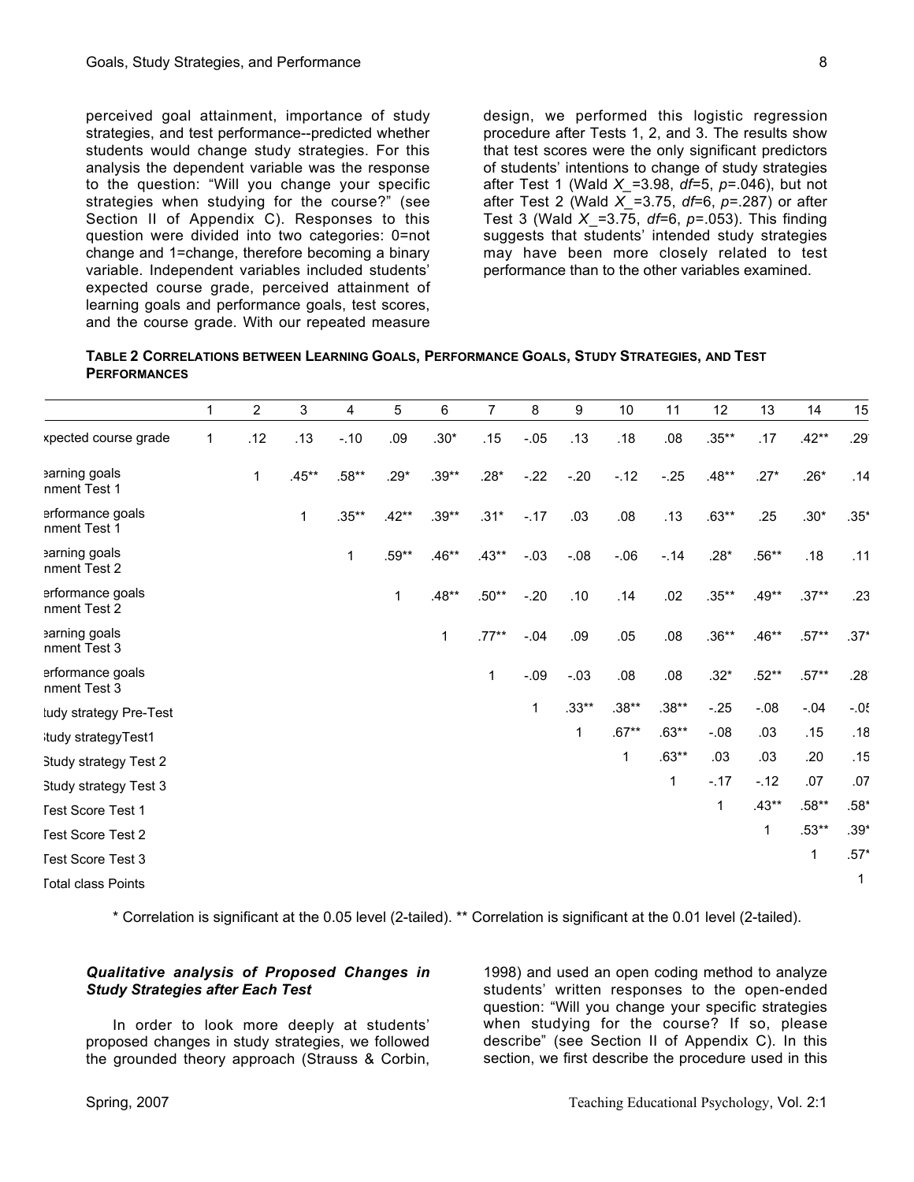perceived goal attainment, importance of study strategies, and test performance--predicted whether students would change study strategies. For this analysis the dependent variable was the response to the question: "Will you change your specific strategies when studying for the course?" (see Section II of Appendix C). Responses to this question were divided into two categories: 0=not change and 1=change, therefore becoming a binary variable. Independent variables included students' expected course grade, perceived attainment of learning goals and performance goals, test scores, and the course grade. With our repeated measure design, we performed this logistic regression procedure after Tests 1, 2, and 3. The results show that test scores were the only significant predictors of students' intentions to change of study strategies after Test 1 (Wald $X\_$=3.98, *df*=5, *p*=.046), but not after Test 2 (Wald $X\_$=3.75, *df*=6, *p*=.287) or after Test 3 (Wald $X\_$=3.75, *df*=6, *p*=.053). This finding suggests that students' intended study strategies may have been more closely related to test performance than to the other variables examined.

**TABLE 2 CORRELATIONS BETWEEN LEARNING GOALS, PERFORMANCE GOALS, STUDY STRATEGIES, AND TEST PERFORMANCES**

| | 1 | 2 | 3 | 4 | 5 | 6 | 7 | 8 | 9 | 10 | 11 | 12 | 13 | 14 | 15 |
|---|---|---|---|---|---|---|---|---|---|---|---|---|---|---|---|
| xpected course grade | 1 | .12 | .13 | -.10 | .09 | .30* | .15 | -.05 | .13 | .18 | .08 | .35** | .17 | .42** | .29 |
| earning goals nment Test 1 | | 1 | .45** | .58** | .29* | .39** | .28* | -.22 | -.20 | -.12 | -.25 | .48** | .27* | .26* | .14 |
| erformance goals nment Test 1 | | | 1 | .35** | .42** | .39** | .31* | -.17 | .03 | .08 | .13 | .63** | .25 | .30* | .35* |
| earning goals nment Test 2 | | | | 1 | .59** | .46** | .43** | -.03 | -.08 | -.06 | -.14 | .28* | .56** | .18 | .11 |
| erformance goals nment Test 2 | | | | | 1 | .48** | .50** | -.20 | .10 | .14 | .02 | .35** | .49** | .37** | .23 |
| earning goals nment Test 3 | | | | | | 1 | .77** | -.04 | .09 | .05 | .08 | .36** | .46** | .57** | .37* |
| erformance goals nment Test 3 | | | | | | | 1 | -.09 | -.03 | .08 | .08 | .32* | .52** | .57** | .28 |
| tudy strategy Pre-Test | | | | | | | | 1 | .33** | .38** | .38** | -.25 | -.08 | -.04 | -.05 |
| tudy strategyTest1 | | | | | | | | | 1 | .67** | .63** | -.08 | .03 | .15 | .18 |
| Study strategy Test 2 | | | | | | | | | | 1 | .63** | .03 | .03 | .20 | .15 |
| Study strategy Test 3 | | | | | | | | | | | 1 | -.17 | -.12 | .07 | .07 |
| Test Score Test 1 | | | | | | | | | | | | 1 | .43** | .58** | .58* |
| Test Score Test 2 | | | | | | | | | | | | | 1 | .53** | .39* |
| Test Score Test 3 | | | | | | | | | | | | | | 1 | .57* |
| Total class Points | | | | | | | | | | | | | | | 1 |

\* Correlation is significant at the 0.05 level (2-tailed). ** Correlation is significant at the 0.01 level (2-tailed).

***Qualitative analysis of Proposed Changes in Study Strategies after Each Test***

In order to look more deeply at students' proposed changes in study strategies, we followed the grounded theory approach (Strauss & Corbin, 1998) and used an open coding method to analyze students' written responses to the open-ended question: "Will you change your specific strategies when studying for the course? If so, please describe" (see Section II of Appendix C). In this section, we first describe the procedure used in this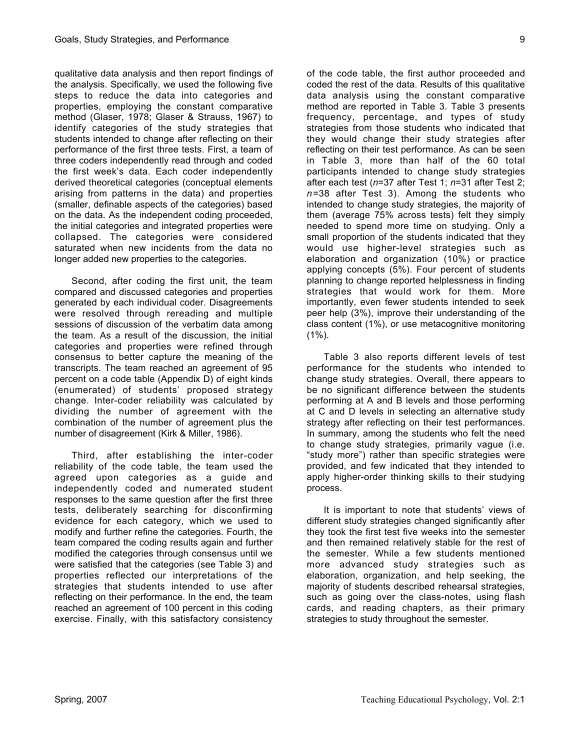qualitative data analysis and then report findings of the analysis. Specifically, we used the following five steps to reduce the data into categories and properties, employing the constant comparative method (Glaser, 1978; Glaser & Strauss, 1967) to identify categories of the study strategies that students intended to change after reflecting on their performance of the first three tests. First, a team of three coders independently read through and coded the first week's data. Each coder independently derived theoretical categories (conceptual elements arising from patterns in the data) and properties (smaller, definable aspects of the categories) based on the data. As the independent coding proceeded, the initial categories and integrated properties were collapsed. The categories were considered saturated when new incidents from the data no longer added new properties to the categories.

Second, after coding the first unit, the team compared and discussed categories and properties generated by each individual coder. Disagreements were resolved through rereading and multiple sessions of discussion of the verbatim data among the team. As a result of the discussion, the initial categories and properties were refined through consensus to better capture the meaning of the transcripts. The team reached an agreement of 95 percent on a code table (Appendix D) of eight kinds (enumerated) of students' proposed strategy change. Inter-coder reliability was calculated by dividing the number of agreement with the combination of the number of agreement plus the number of disagreement (Kirk & Miller, 1986).

Third, after establishing the inter-coder reliability of the code table, the team used the agreed upon categories as a guide and independently coded and numerated student responses to the same question after the first three tests, deliberately searching for disconfirming evidence for each category, which we used to modify and further refine the categories. Fourth, the team compared the coding results again and further modified the categories through consensus until we were satisfied that the categories (see Table 3) and properties reflected our interpretations of the strategies that students intended to use after reflecting on their performance. In the end, the team reached an agreement of 100 percent in this coding exercise. Finally, with this satisfactory consistency of the code table, the first author proceeded and coded the rest of the data. Results of this qualitative data analysis using the constant comparative method are reported in Table 3. Table 3 presents frequency, percentage, and types of study strategies from those students who indicated that they would change their study strategies after reflecting on their test performance. As can be seen in Table 3, more than half of the 60 total participants intended to change study strategies after each test ($n$=37 after Test 1; $n$=31 after Test 2; $n$=38 after Test 3). Among the students who intended to change study strategies, the majority of them (average 75% across tests) felt they simply needed to spend more time on studying. Only a small proportion of the students indicated that they would use higher-level strategies such as elaboration and organization (10%) or practice applying concepts (5%). Four percent of students planning to change reported helplessness in finding strategies that would work for them. More importantly, even fewer students intended to seek peer help (3%), improve their understanding of the class content (1%), or use metacognitive monitoring (1%).

Table 3 also reports different levels of test performance for the students who intended to change study strategies. Overall, there appears to be no significant difference between the students performing at A and B levels and those performing at C and D levels in selecting an alternative study strategy after reflecting on their test performances. In summary, among the students who felt the need to change study strategies, primarily vague (i.e. "study more") rather than specific strategies were provided, and few indicated that they intended to apply higher-order thinking skills to their studying process.

It is important to note that students' views of different study strategies changed significantly after they took the first test five weeks into the semester and then remained relatively stable for the rest of the semester. While a few students mentioned more advanced study strategies such as elaboration, organization, and help seeking, the majority of students described rehearsal strategies, such as going over the class-notes, using flash cards, and reading chapters, as their primary strategies to study throughout the semester.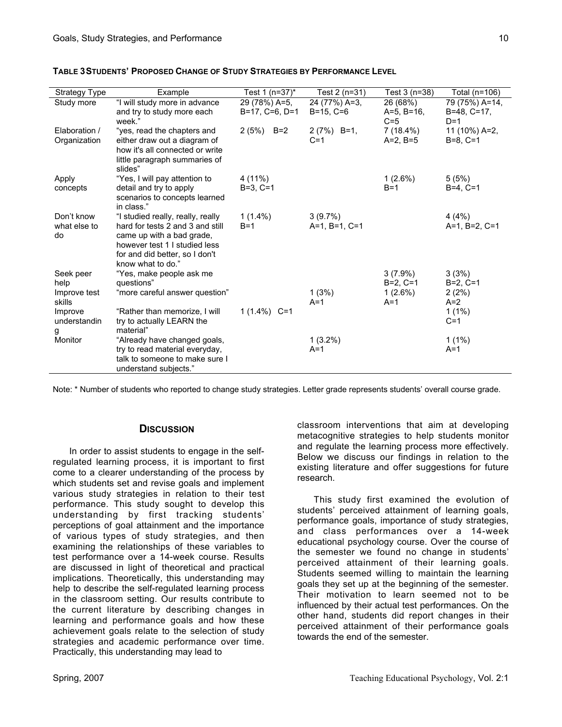**TABLE 3 STUDENTS' PROPOSED CHANGE OF STUDY STRATEGIES BY PERFORMANCE LEVEL**

| Strategy Type | Example | Test 1 (n=37)* | Test 2 (n=31) | Test 3 (n=38) | Total (n=106) |
|---|---|---|---|---|---|
| Study more | "I will study more in advance and try to study more each week." | 29 (78%) A=5, B=17, C=6, D=1 | 24 (77%) A=3, B=15, C=6 | 26 (68%) A=5, B=16, C=5 | 79 (75%) A=14, B=48, C=17, D=1 |
| Elaboration / Organization | "yes, read the chapters and either draw out a diagram of how it's all connected or write little paragraph summaries of slides" | 2 (5%) B=2 | 2 (7%) B=1, C=1 | 7 (18.4%) A=2, B=5 | 11 (10%) A=2, B=8, C=1 |
| Apply concepts | "Yes, I will pay attention to detail and try to apply scenarios to concepts learned in class." | 4 (11%) B=3, C=1 | | 1 (2.6%) B=1 | 5 (5%) B=4, C=1 |
| Don't know what else to do | "I studied really, really, really hard for tests 2 and 3 and still came up with a bad grade, however test 1 I studied less for and did better, so I don't know what to do." | 1 (1.4%) B=1 | 3 (9.7%) A=1, B=1, C=1 | | 4 (4%) A=1, B=2, C=1 |
| Seek peer help | "Yes, make people ask me questions" | | | 3 (7.9%) B=2, C=1 | 3 (3%) B=2, C=1 |
| Improve test skills | "more careful answer question" | | 1 (3%) A=1 | 1 (2.6%) A=1 | 2 (2%) A=2 |
| Improve understanding | "Rather than memorize, I will try to actually LEARN the material" | 1 (1.4%) C=1 | | | 1 (1%) C=1 |
| Monitor | "Already have changed goals, try to read material everyday, talk to someone to make sure I understand subjects." | | 1 (3.2%) A=1 | | 1 (1%) A=1 |

Note: * Number of students who reported to change study strategies. Letter grade represents students' overall course grade.

## DISCUSSION

In order to assist students to engage in the self-regulated learning process, it is important to first come to a clearer understanding of the process by which students set and revise goals and implement various study strategies in relation to their test performance. This study sought to develop this understanding by first tracking students' perceptions of goal attainment and the importance of various types of study strategies, and then examining the relationships of these variables to test performance over a 14-week course. Results are discussed in light of theoretical and practical implications. Theoretically, this understanding may help to describe the self-regulated learning process in the classroom setting. Our results contribute to the current literature by describing changes in learning and performance goals and how these achievement goals relate to the selection of study strategies and academic performance over time. Practically, this understanding may lead to classroom interventions that aim at developing metacognitive strategies to help students monitor and regulate the learning process more effectively. Below we discuss our findings in relation to the existing literature and offer suggestions for future research.

This study first examined the evolution of students' perceived attainment of learning goals, performance goals, importance of study strategies, and class performances over a 14-week educational psychology course. Over the course of the semester we found no change in students' perceived attainment of their learning goals. Students seemed willing to maintain the learning goals they set up at the beginning of the semester. Their motivation to learn seemed not to be influenced by their actual test performances. On the other hand, students did report changes in their perceived attainment of their performance goals towards the end of the semester.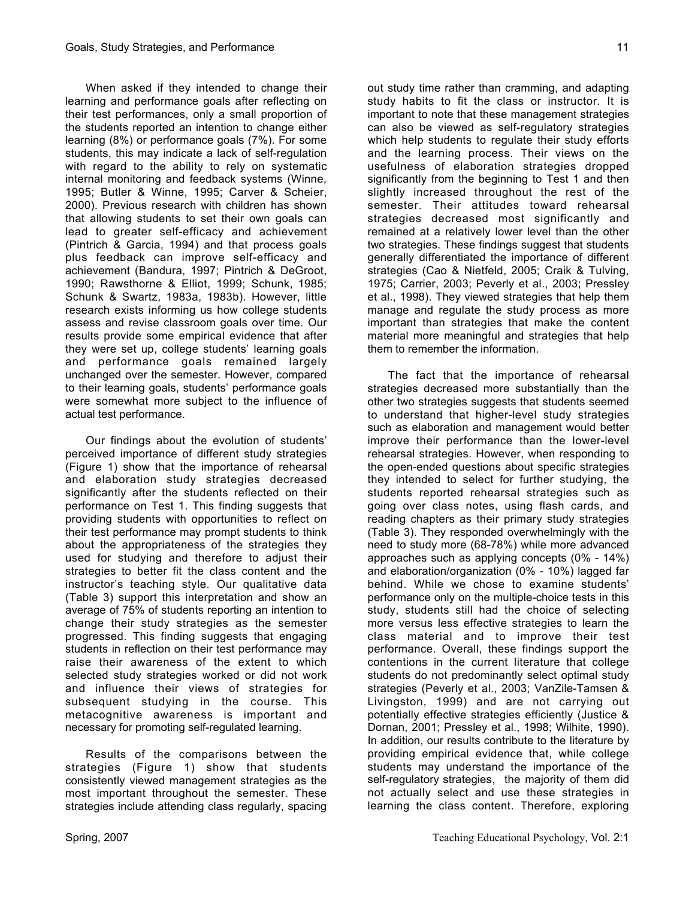When asked if they intended to change their learning and performance goals after reflecting on their test performances, only a small proportion of the students reported an intention to change either learning (8%) or performance goals (7%). For some students, this may indicate a lack of self-regulation with regard to the ability to rely on systematic internal monitoring and feedback systems (Winne, 1995; Butler & Winne, 1995; Carver & Scheier, 2000). Previous research with children has shown that allowing students to set their own goals can lead to greater self-efficacy and achievement (Pintrich & Garcia, 1994) and that process goals plus feedback can improve self-efficacy and achievement (Bandura, 1997; Pintrich & DeGroot, 1990; Rawsthorne & Elliot, 1999; Schunk, 1985; Schunk & Swartz, 1983a, 1983b). However, little research exists informing us how college students assess and revise classroom goals over time. Our results provide some empirical evidence that after they were set up, college students' learning goals and performance goals remained largely unchanged over the semester. However, compared to their learning goals, students' performance goals were somewhat more subject to the influence of actual test performance.

Our findings about the evolution of students' perceived importance of different study strategies (Figure 1) show that the importance of rehearsal and elaboration study strategies decreased significantly after the students reflected on their performance on Test 1. This finding suggests that providing students with opportunities to reflect on their test performance may prompt students to think about the appropriateness of the strategies they used for studying and therefore to adjust their strategies to better fit the class content and the instructor's teaching style. Our qualitative data (Table 3) support this interpretation and show an average of 75% of students reporting an intention to change their study strategies as the semester progressed. This finding suggests that engaging students in reflection on their test performance may raise their awareness of the extent to which selected study strategies worked or did not work and influence their views of strategies for subsequent studying in the course. This metacognitive awareness is important and necessary for promoting self-regulated learning.

Results of the comparisons between the strategies (Figure 1) show that students consistently viewed management strategies as the most important throughout the semester. These strategies include attending class regularly, spacing out study time rather than cramming, and adapting study habits to fit the class or instructor. It is important to note that these management strategies can also be viewed as self-regulatory strategies which help students to regulate their study efforts and the learning process. Their views on the usefulness of elaboration strategies dropped significantly from the beginning to Test 1 and then slightly increased throughout the rest of the semester. Their attitudes toward rehearsal strategies decreased most significantly and remained at a relatively lower level than the other two strategies. These findings suggest that students generally differentiated the importance of different strategies (Cao & Nietfeld, 2005; Craik & Tulving, 1975; Carrier, 2003; Peverly et al., 2003; Pressley et al., 1998). They viewed strategies that help them manage and regulate the study process as more important than strategies that make the content material more meaningful and strategies that help them to remember the information.

The fact that the importance of rehearsal strategies decreased more substantially than the other two strategies suggests that students seemed to understand that higher-level study strategies such as elaboration and management would better improve their performance than the lower-level rehearsal strategies. However, when responding to the open-ended questions about specific strategies they intended to select for further studying, the students reported rehearsal strategies such as going over class notes, using flash cards, and reading chapters as their primary study strategies (Table 3). They responded overwhelmingly with the need to study more (68-78%) while more advanced approaches such as applying concepts (0% - 14%) and elaboration/organization (0% - 10%) lagged far behind. While we chose to examine students' performance only on the multiple-choice tests in this study, students still had the choice of selecting more versus less effective strategies to learn the class material and to improve their test performance. Overall, these findings support the contentions in the current literature that college students do not predominantly select optimal study strategies (Peverly et al., 2003; VanZile-Tamsen & Livingston, 1999) and are not carrying out potentially effective strategies efficiently (Justice & Dornan, 2001; Pressley et al., 1998; Wilhite, 1990). In addition, our results contribute to the literature by providing empirical evidence that, while college students may understand the importance of the self-regulatory strategies, the majority of them did not actually select and use these strategies in learning the class content. Therefore, exploring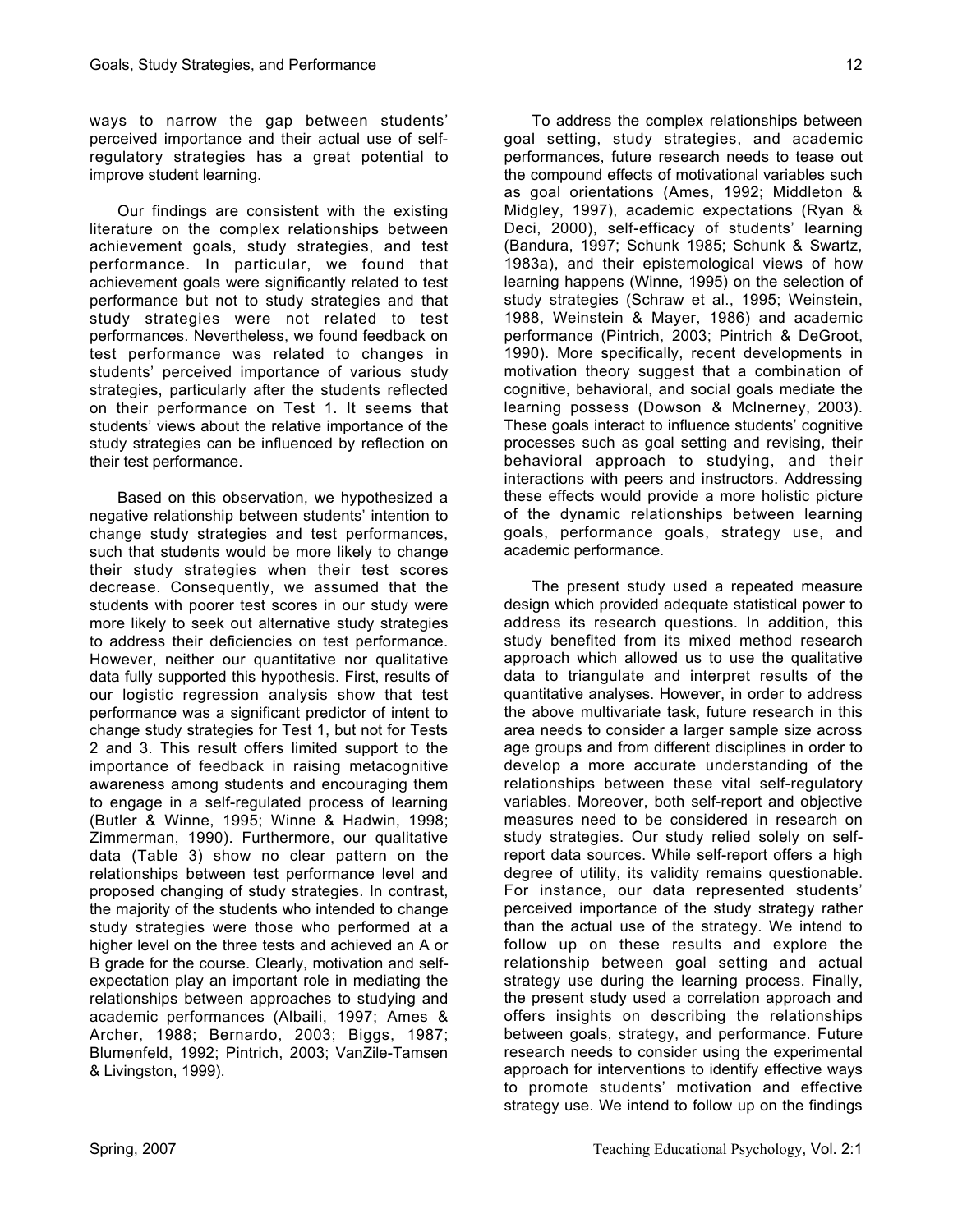ways to narrow the gap between students' perceived importance and their actual use of self-regulatory strategies has a great potential to improve student learning.

Our findings are consistent with the existing literature on the complex relationships between achievement goals, study strategies, and test performance. In particular, we found that achievement goals were significantly related to test performance but not to study strategies and that study strategies were not related to test performances. Nevertheless, we found feedback on test performance was related to changes in students' perceived importance of various study strategies, particularly after the students reflected on their performance on Test 1. It seems that students' views about the relative importance of the study strategies can be influenced by reflection on their test performance.

Based on this observation, we hypothesized a negative relationship between students' intention to change study strategies and test performances, such that students would be more likely to change their study strategies when their test scores decrease. Consequently, we assumed that the students with poorer test scores in our study were more likely to seek out alternative study strategies to address their deficiencies on test performance. However, neither our quantitative nor qualitative data fully supported this hypothesis. First, results of our logistic regression analysis show that test performance was a significant predictor of intent to change study strategies for Test 1, but not for Tests 2 and 3. This result offers limited support to the importance of feedback in raising metacognitive awareness among students and encouraging them to engage in a self-regulated process of learning (Butler & Winne, 1995; Winne & Hadwin, 1998; Zimmerman, 1990). Furthermore, our qualitative data (Table 3) show no clear pattern on the relationships between test performance level and proposed changing of study strategies. In contrast, the majority of the students who intended to change study strategies were those who performed at a higher level on the three tests and achieved an A or B grade for the course. Clearly, motivation and self-expectation play an important role in mediating the relationships between approaches to studying and academic performances (Albaili, 1997; Ames & Archer, 1988; Bernardo, 2003; Biggs, 1987; Blumenfeld, 1992; Pintrich, 2003; VanZile-Tamsen & Livingston, 1999).

To address the complex relationships between goal setting, study strategies, and academic performances, future research needs to tease out the compound effects of motivational variables such as goal orientations (Ames, 1992; Middleton & Midgley, 1997), academic expectations (Ryan & Deci, 2000), self-efficacy of students' learning (Bandura, 1997; Schunk 1985; Schunk & Swartz, 1983a), and their epistemological views of how learning happens (Winne, 1995) on the selection of study strategies (Schraw et al., 1995; Weinstein, 1988, Weinstein & Mayer, 1986) and academic performance (Pintrich, 2003; Pintrich & DeGroot, 1990). More specifically, recent developments in motivation theory suggest that a combination of cognitive, behavioral, and social goals mediate the learning possess (Dowson & McInerney, 2003). These goals interact to influence students' cognitive processes such as goal setting and revising, their behavioral approach to studying, and their interactions with peers and instructors. Addressing these effects would provide a more holistic picture of the dynamic relationships between learning goals, performance goals, strategy use, and academic performance.

The present study used a repeated measure design which provided adequate statistical power to address its research questions. In addition, this study benefited from its mixed method research approach which allowed us to use the qualitative data to triangulate and interpret results of the quantitative analyses. However, in order to address the above multivariate task, future research in this area needs to consider a larger sample size across age groups and from different disciplines in order to develop a more accurate understanding of the relationships between these vital self-regulatory variables. Moreover, both self-report and objective measures need to be considered in research on study strategies. Our study relied solely on self-report data sources. While self-report offers a high degree of utility, its validity remains questionable. For instance, our data represented students' perceived importance of the study strategy rather than the actual use of the strategy. We intend to follow up on these results and explore the relationship between goal setting and actual strategy use during the learning process. Finally, the present study used a correlation approach and offers insights on describing the relationships between goals, strategy, and performance. Future research needs to consider using the experimental approach for interventions to identify effective ways to promote students' motivation and effective strategy use. We intend to follow up on the findings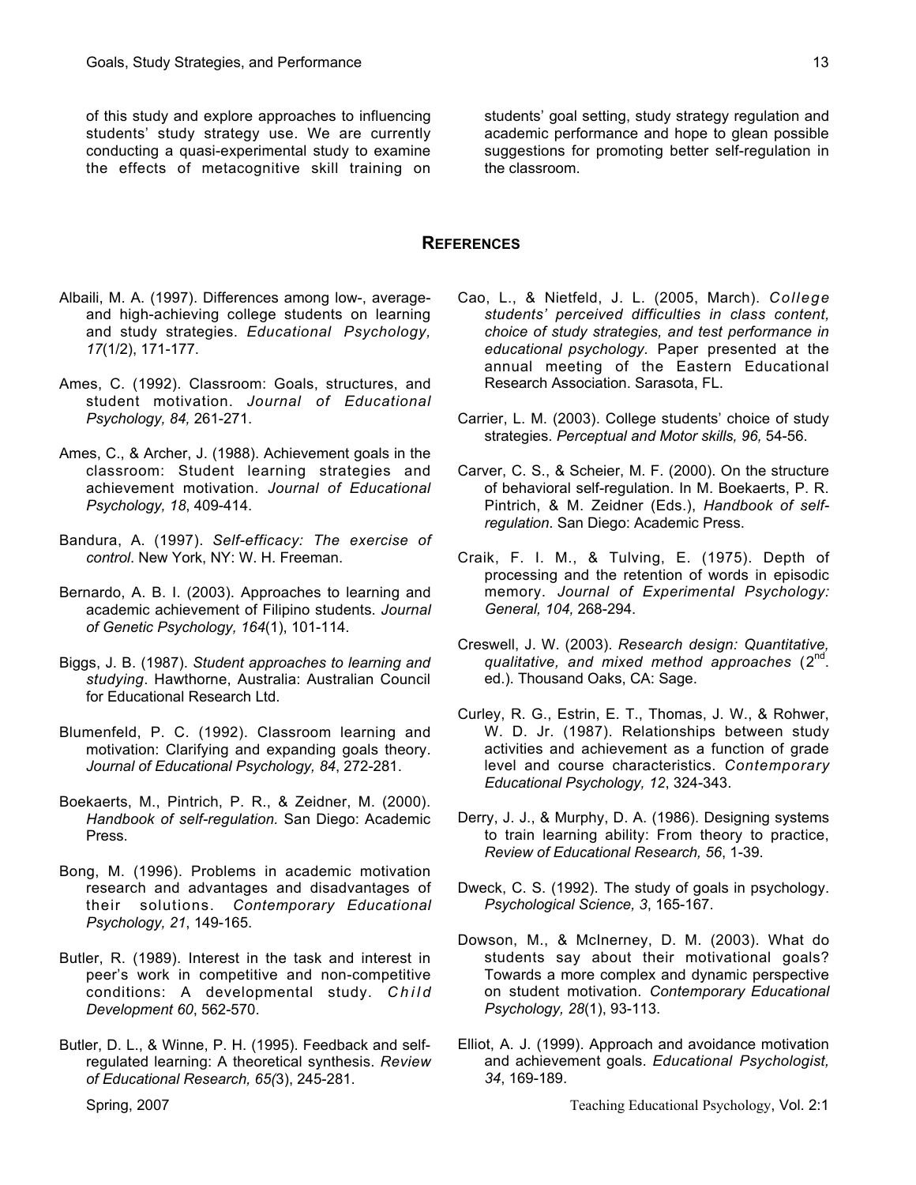of this study and explore approaches to influencing students' study strategy use. We are currently conducting a quasi-experimental study to examine the effects of metacognitive skill training on students' goal setting, study strategy regulation and academic performance and hope to glean possible suggestions for promoting better self-regulation in the classroom.

## REFERENCES

Albaili, M. A. (1997). Differences among low-, average- and high-achieving college students on learning and study strategies. *Educational Psychology, 17*(1/2), 171-177.

Ames, C. (1992). Classroom: Goals, structures, and student motivation. *Journal of Educational Psychology, 84,* 261-271.

Ames, C., & Archer, J. (1988). Achievement goals in the classroom: Student learning strategies and achievement motivation. *Journal of Educational Psychology, 18*, 409-414.

Bandura, A. (1997). *Self-efficacy: The exercise of control*. New York, NY: W. H. Freeman.

Bernardo, A. B. I. (2003). Approaches to learning and academic achievement of Filipino students. *Journal of Genetic Psychology, 164*(1), 101-114.

Biggs, J. B. (1987). *Student approaches to learning and studying*. Hawthorne, Australia: Australian Council for Educational Research Ltd.

Blumenfeld, P. C. (1992). Classroom learning and motivation: Clarifying and expanding goals theory. *Journal of Educational Psychology, 84*, 272-281.

Boekaerts, M., Pintrich, P. R., & Zeidner, M. (2000). *Handbook of self-regulation.* San Diego: Academic Press.

Bong, M. (1996). Problems in academic motivation research and advantages and disadvantages of their solutions. *Contemporary Educational Psychology, 21*, 149-165.

Butler, R. (1989). Interest in the task and interest in peer's work in competitive and non-competitive conditions: A developmental study. *Child Development 60*, 562-570.

Butler, D. L., & Winne, P. H. (1995). Feedback and self-regulated learning: A theoretical synthesis. *Review of Educational Research, 65(*3), 245-281.

Cao, L., & Nietfeld, J. L. (2005, March). *College students' perceived difficulties in class content, choice of study strategies, and test performance in educational psychology.* Paper presented at the annual meeting of the Eastern Educational Research Association. Sarasota, FL.

Carrier, L. M. (2003). College students' choice of study strategies. *Perceptual and Motor skills, 96,* 54-56.

Carver, C. S., & Scheier, M. F. (2000). On the structure of behavioral self-regulation. In M. Boekaerts, P. R. Pintrich, & M. Zeidner (Eds.), *Handbook of self-regulation*. San Diego: Academic Press.

Craik, F. I. M., & Tulving, E. (1975). Depth of processing and the retention of words in episodic memory. *Journal of Experimental Psychology: General, 104,* 268-294.

Creswell, J. W. (2003). *Research design: Quantitative, qualitative, and mixed method approaches* (2nd. ed.). Thousand Oaks, CA: Sage.

Curley, R. G., Estrin, E. T., Thomas, J. W., & Rohwer, W. D. Jr. (1987). Relationships between study activities and achievement as a function of grade level and course characteristics. *Contemporary Educational Psychology, 12*, 324-343.

Derry, J. J., & Murphy, D. A. (1986). Designing systems to train learning ability: From theory to practice, *Review of Educational Research, 56*, 1-39.

Dweck, C. S. (1992). The study of goals in psychology. *Psychological Science, 3*, 165-167.

Dowson, M., & McInerney, D. M. (2003). What do students say about their motivational goals? Towards a more complex and dynamic perspective on student motivation. *Contemporary Educational Psychology, 28*(1), 93-113.

Elliot, A. J. (1999). Approach and avoidance motivation and achievement goals. *Educational Psychologist, 34*, 169-189.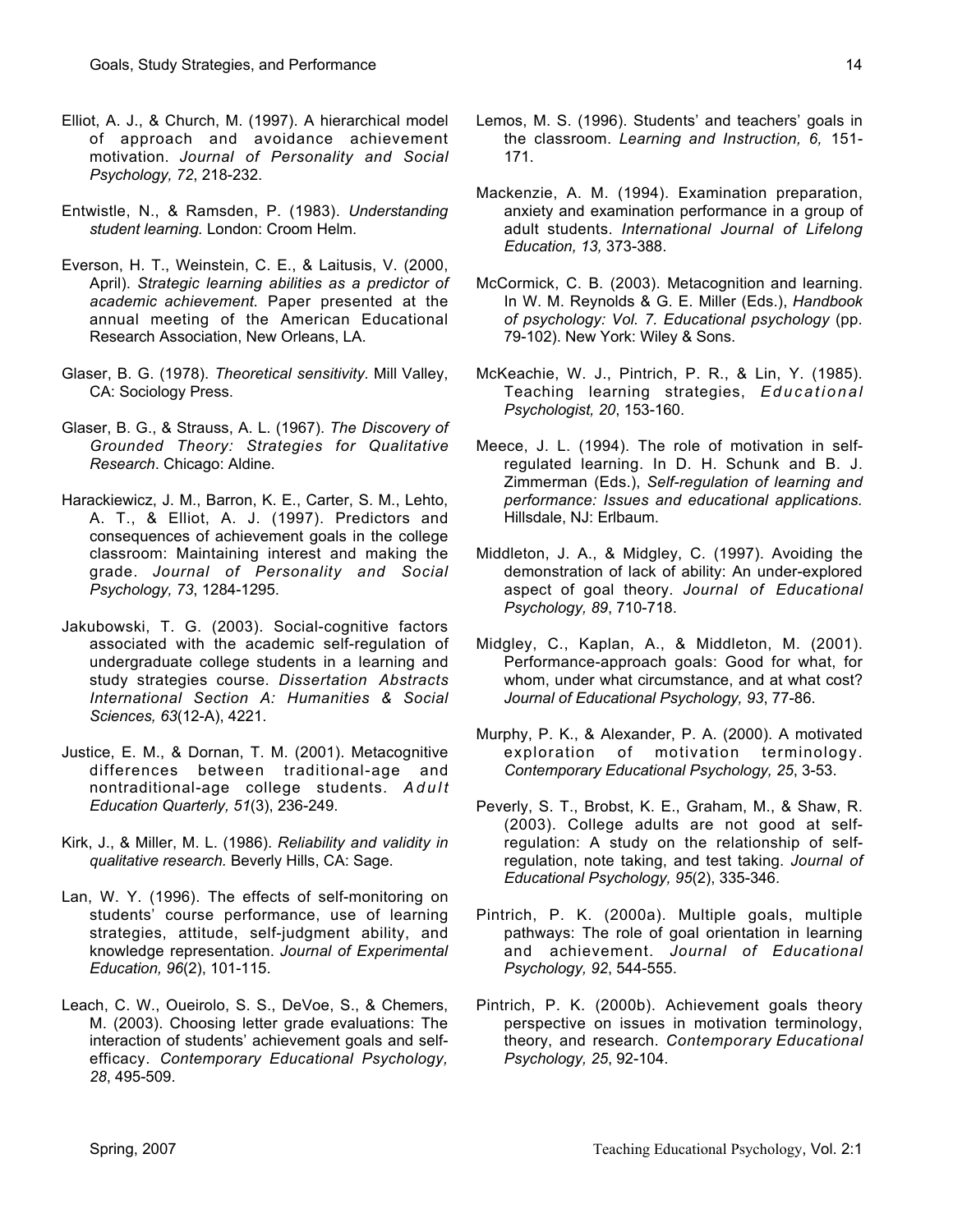Elliot, A. J., & Church, M. (1997). A hierarchical model of approach and avoidance achievement motivation. *Journal of Personality and Social Psychology, 72*, 218-232.

Entwistle, N., & Ramsden, P. (1983). *Understanding student learning*. London: Croom Helm.

Everson, H. T., Weinstein, C. E., & Laitusis, V. (2000, April). *Strategic learning abilities as a predictor of academic achievement.* Paper presented at the annual meeting of the American Educational Research Association, New Orleans, LA.

Glaser, B. G. (1978). *Theoretical sensitivity*. Mill Valley, CA: Sociology Press.

Glaser, B. G., & Strauss, A. L. (1967). *The Discovery of Grounded Theory: Strategies for Qualitative Research*. Chicago: Aldine.

Harackiewicz, J. M., Barron, K. E., Carter, S. M., Lehto, A. T., & Elliot, A. J. (1997). Predictors and consequences of achievement goals in the college classroom: Maintaining interest and making the grade. *Journal of Personality and Social Psychology, 73*, 1284-1295.

Jakubowski, T. G. (2003). Social-cognitive factors associated with the academic self-regulation of undergraduate college students in a learning and study strategies course. *Dissertation Abstracts International Section A: Humanities & Social Sciences, 63*(12-A), 4221.

Justice, E. M., & Dornan, T. M. (2001). Metacognitive differences between traditional-age and nontraditional-age college students. *Adult Education Quarterly, 51*(3), 236-249.

Kirk, J., & Miller, M. L. (1986). *Reliability and validity in qualitative research.* Beverly Hills, CA: Sage.

Lan, W. Y. (1996). The effects of self-monitoring on students' course performance, use of learning strategies, attitude, self-judgment ability, and knowledge representation. *Journal of Experimental Education, 96*(2), 101-115.

Leach, C. W., Oueirolo, S. S., DeVoe, S., & Chemers, M. (2003). Choosing letter grade evaluations: The interaction of students' achievement goals and self-efficacy. *Contemporary Educational Psychology, 28*, 495-509.

Lemos, M. S. (1996). Students' and teachers' goals in the classroom. *Learning and Instruction, 6,* 151-171.

Mackenzie, A. M. (1994). Examination preparation, anxiety and examination performance in a group of adult students. *International Journal of Lifelong Education, 13,* 373-388.

McCormick, C. B. (2003). Metacognition and learning. In W. M. Reynolds & G. E. Miller (Eds.), *Handbook of psychology: Vol. 7. Educational psychology* (pp. 79-102). New York: Wiley & Sons.

McKeachie, W. J., Pintrich, P. R., & Lin, Y. (1985). Teaching learning strategies, *Educational Psychologist, 20*, 153-160.

Meece, J. L. (1994). The role of motivation in self-regulated learning. In D. H. Schunk and B. J. Zimmerman (Eds.), *Self-regulation of learning and performance: Issues and educational applications.* Hillsdale, NJ: Erlbaum.

Middleton, J. A., & Midgley, C. (1997). Avoiding the demonstration of lack of ability: An under-explored aspect of goal theory. *Journal of Educational Psychology, 89*, 710-718.

Midgley, C., Kaplan, A., & Middleton, M. (2001). Performance-approach goals: Good for what, for whom, under what circumstance, and at what cost? *Journal of Educational Psychology, 93*, 77-86.

Murphy, P. K., & Alexander, P. A. (2000). A motivated exploration of motivation terminology. *Contemporary Educational Psychology, 25*, 3-53.

Peverly, S. T., Brobst, K. E., Graham, M., & Shaw, R. (2003). College adults are not good at self-regulation: A study on the relationship of self-regulation, note taking, and test taking. *Journal of Educational Psychology, 95*(2), 335-346.

Pintrich, P. K. (2000a). Multiple goals, multiple pathways: The role of goal orientation in learning and achievement. *Journal of Educational Psychology, 92*, 544-555.

Pintrich, P. K. (2000b). Achievement goals theory perspective on issues in motivation terminology, theory, and research. *Contemporary Educational Psychology, 25*, 92-104.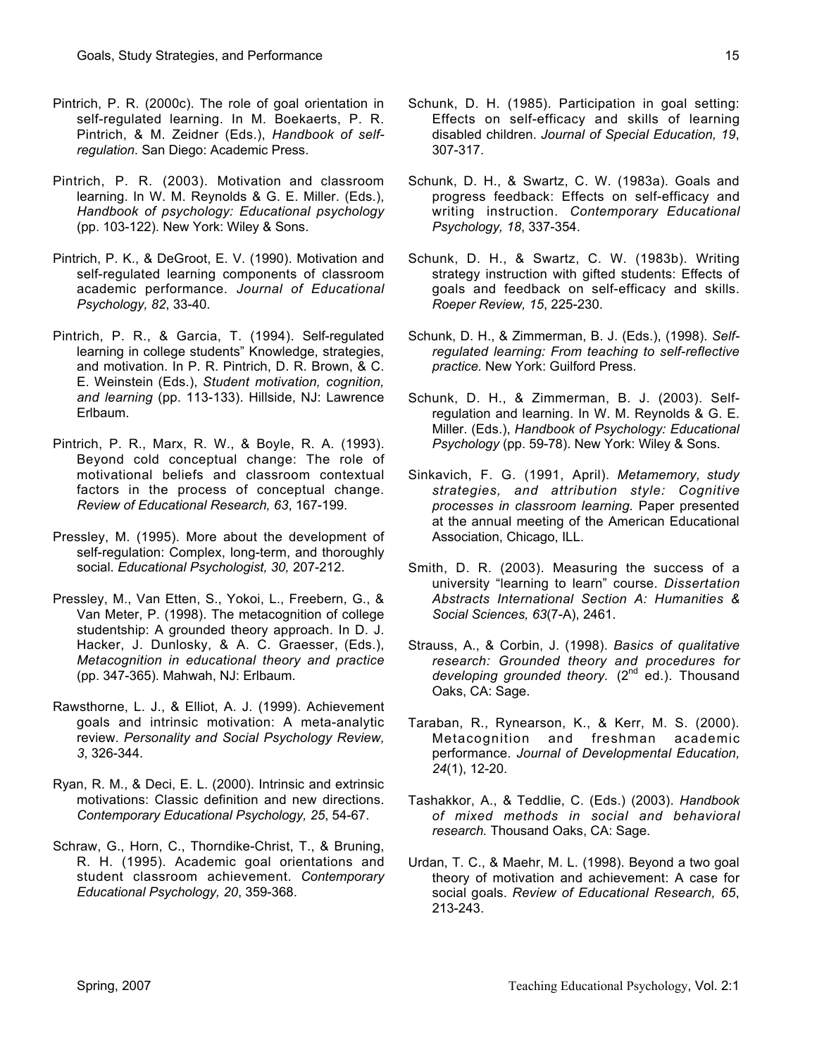Pintrich, P. R. (2000c). The role of goal orientation in self-regulated learning. In M. Boekaerts, P. R. Pintrich, & M. Zeidner (Eds.), *Handbook of self-regulation*. San Diego: Academic Press.

Pintrich, P. R. (2003). Motivation and classroom learning. In W. M. Reynolds & G. E. Miller. (Eds.), *Handbook of psychology: Educational psychology* (pp. 103-122). New York: Wiley & Sons.

Pintrich, P. K., & DeGroot, E. V. (1990). Motivation and self-regulated learning components of classroom academic performance. *Journal of Educational Psychology, 82*, 33-40.

Pintrich, P. R., & Garcia, T. (1994). Self-regulated learning in college students" Knowledge, strategies, and motivation. In P. R. Pintrich, D. R. Brown, & C. E. Weinstein (Eds.), *Student motivation, cognition, and learning* (pp. 113-133). Hillside, NJ: Lawrence Erlbaum.

Pintrich, P. R., Marx, R. W., & Boyle, R. A. (1993). Beyond cold conceptual change: The role of motivational beliefs and classroom contextual factors in the process of conceptual change. *Review of Educational Research, 63*, 167-199.

Pressley, M. (1995). More about the development of self-regulation: Complex, long-term, and thoroughly social. *Educational Psychologist, 30,* 207-212.

Pressley, M., Van Etten, S., Yokoi, L., Freebern, G., & Van Meter, P. (1998). The metacognition of college studentship: A grounded theory approach. In D. J. Hacker, J. Dunlosky, & A. C. Graesser, (Eds.), *Metacognition in educational theory and practice* (pp. 347-365). Mahwah, NJ: Erlbaum.

Rawsthorne, L. J., & Elliot, A. J. (1999). Achievement goals and intrinsic motivation: A meta-analytic review. *Personality and Social Psychology Review, 3*, 326-344.

Ryan, R. M., & Deci, E. L. (2000). Intrinsic and extrinsic motivations: Classic definition and new directions. *Contemporary Educational Psychology, 25*, 54-67.

Schraw, G., Horn, C., Thorndike-Christ, T., & Bruning, R. H. (1995). Academic goal orientations and student classroom achievement. *Contemporary Educational Psychology, 20*, 359-368.

Schunk, D. H. (1985). Participation in goal setting: Effects on self-efficacy and skills of learning disabled children. *Journal of Special Education, 19*, 307-317.

Schunk, D. H., & Swartz, C. W. (1983a). Goals and progress feedback: Effects on self-efficacy and writing instruction. *Contemporary Educational Psychology, 18*, 337-354.

Schunk, D. H., & Swartz, C. W. (1983b). Writing strategy instruction with gifted students: Effects of goals and feedback on self-efficacy and skills. *Roeper Review, 15*, 225-230.

Schunk, D. H., & Zimmerman, B. J. (Eds.), (1998). *Self-regulated learning: From teaching to self-reflective practice*. New York: Guilford Press.

Schunk, D. H., & Zimmerman, B. J. (2003). Self-regulation and learning. In W. M. Reynolds & G. E. Miller. (Eds.), *Handbook of Psychology: Educational Psychology* (pp. 59-78). New York: Wiley & Sons.

Sinkavich, F. G. (1991, April). *Metamemory, study strategies, and attribution style: Cognitive processes in classroom learning.* Paper presented at the annual meeting of the American Educational Association, Chicago, ILL.

Smith, D. R. (2003). Measuring the success of a university "learning to learn" course. *Dissertation Abstracts International Section A: Humanities & Social Sciences, 63*(7-A), 2461.

Strauss, A., & Corbin, J. (1998). *Basics of qualitative research: Grounded theory and procedures for developing grounded theory.* (2nd ed.). Thousand Oaks, CA: Sage.

Taraban, R., Rynearson, K., & Kerr, M. S. (2000). Metacognition and freshman academic performance. *Journal of Developmental Education, 24*(1), 12-20.

Tashakkor, A., & Teddlie, C. (Eds.) (2003). *Handbook of mixed methods in social and behavioral research.* Thousand Oaks, CA: Sage.

Urdan, T. C., & Maehr, M. L. (1998). Beyond a two goal theory of motivation and achievement: A case for social goals. *Review of Educational Research, 65*, 213-243.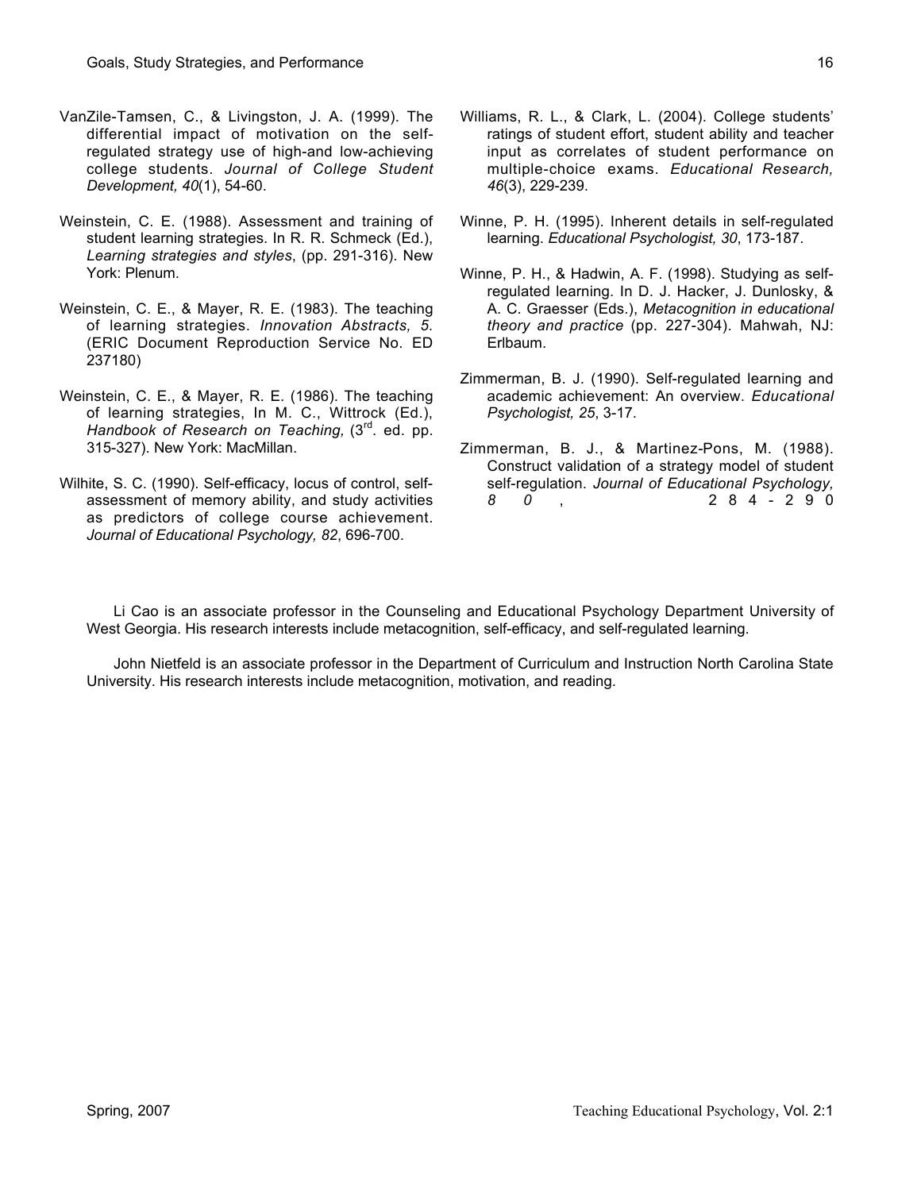VanZile-Tamsen, C., & Livingston, J. A. (1999). The differential impact of motivation on the self-regulated strategy use of high-and low-achieving college students. *Journal of College Student Development, 40*(1), 54-60.

Weinstein, C. E. (1988). Assessment and training of student learning strategies. In R. R. Schmeck (Ed.), *Learning strategies and styles*, (pp. 291-316). New York: Plenum.

Weinstein, C. E., & Mayer, R. E. (1983). The teaching of learning strategies. *Innovation Abstracts, 5.* (ERIC Document Reproduction Service No. ED 237180)

Weinstein, C. E., & Mayer, R. E. (1986). The teaching of learning strategies, In M. C., Wittrock (Ed.), *Handbook of Research on Teaching,* (3rd. ed. pp. 315-327). New York: MacMillan.

Wilhite, S. C. (1990). Self-efficacy, locus of control, self-assessment of memory ability, and study activities as predictors of college course achievement. *Journal of Educational Psychology, 82*, 696-700.

Williams, R. L., & Clark, L. (2004). College students' ratings of student effort, student ability and teacher input as correlates of student performance on multiple-choice exams. *Educational Research, 46*(3), 229-239.

Winne, P. H. (1995). Inherent details in self-regulated learning. *Educational Psychologist, 30*, 173-187.

Winne, P. H., & Hadwin, A. F. (1998). Studying as self-regulated learning. In D. J. Hacker, J. Dunlosky, & A. C. Graesser (Eds.), *Metacognition in educational theory and practice* (pp. 227-304). Mahwah, NJ: Erlbaum.

Zimmerman, B. J. (1990). Self-regulated learning and academic achievement: An overview. *Educational Psychologist, 25*, 3-17.

Zimmerman, B. J., & Martinez-Pons, M. (1988). Construct validation of a strategy model of student self-regulation. *Journal of Educational Psychology, 80*, 284-290

Li Cao is an associate professor in the Counseling and Educational Psychology Department University of West Georgia. His research interests include metacognition, self-efficacy, and self-regulated learning.

John Nietfeld is an associate professor in the Department of Curriculum and Instruction North Carolina State University. His research interests include metacognition, motivation, and reading.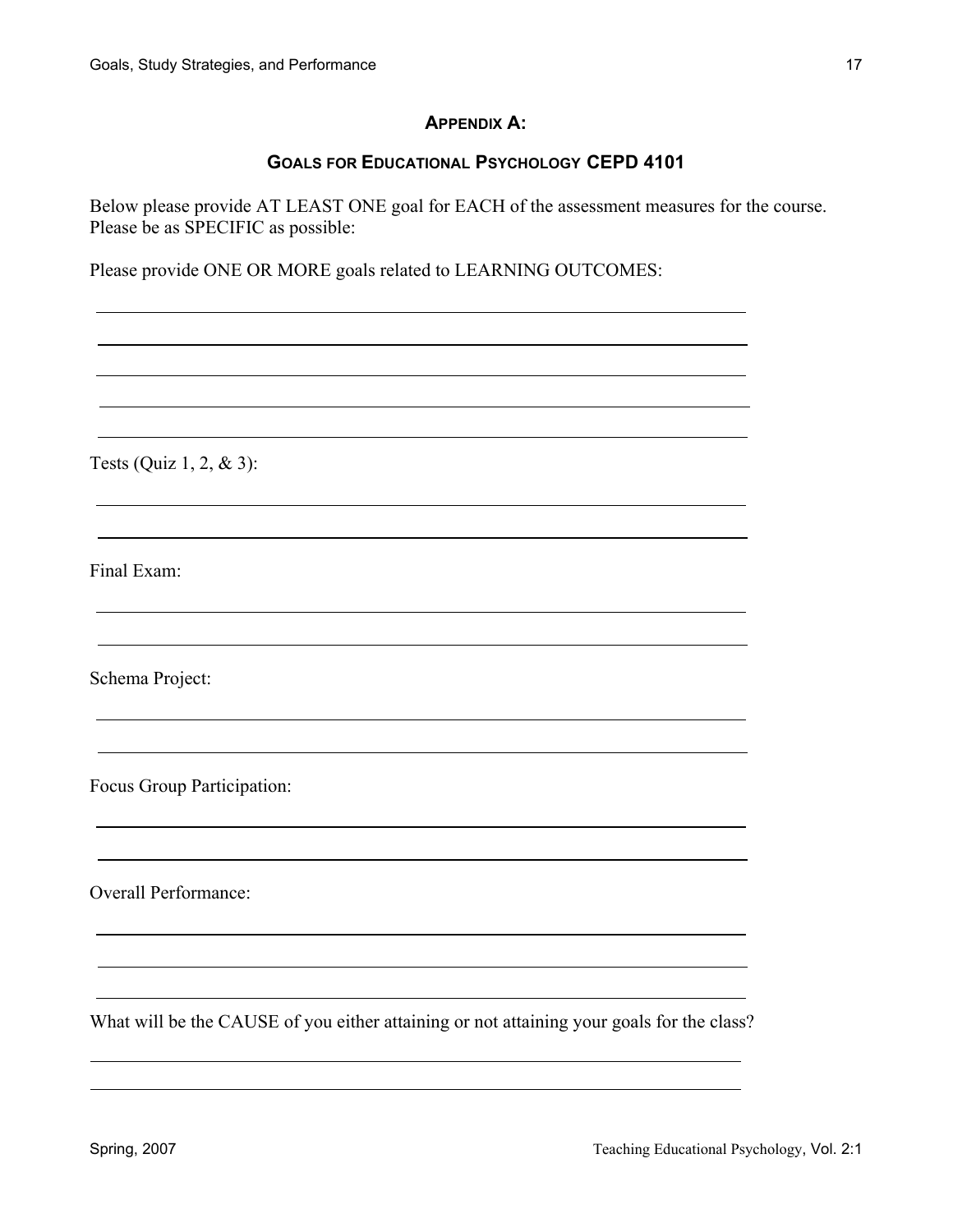## Appendix A:

## Goals for Educational Psychology CEPD 4101

Below please provide AT LEAST ONE goal for EACH of the assessment measures for the course. Please be as SPECIFIC as possible:

Please provide ONE OR MORE goals related to LEARNING OUTCOMES:

\_\_\_\_\_\_\_\_\_\_\_\_\_\_\_\_\_\_\_\_\_\_\_\_\_\_\_\_\_\_\_\_\_\_\_\_\_\_\_\_\_\_\_\_\_\_\_\_\_\_\_\_\_\_\_\_\_\_\_\_\_\_\_\_\_\_

\_\_\_\_\_\_\_\_\_\_\_\_\_\_\_\_\_\_\_\_\_\_\_\_\_\_\_\_\_\_\_\_\_\_\_\_\_\_\_\_\_\_\_\_\_\_\_\_\_\_\_\_\_\_\_\_\_\_\_\_\_\_\_\_\_\_

\_\_\_\_\_\_\_\_\_\_\_\_\_\_\_\_\_\_\_\_\_\_\_\_\_\_\_\_\_\_\_\_\_\_\_\_\_\_\_\_\_\_\_\_\_\_\_\_\_\_\_\_\_\_\_\_\_\_\_\_\_\_\_\_\_\_

\_\_\_\_\_\_\_\_\_\_\_\_\_\_\_\_\_\_\_\_\_\_\_\_\_\_\_\_\_\_\_\_\_\_\_\_\_\_\_\_\_\_\_\_\_\_\_\_\_\_\_\_\_\_\_\_\_\_\_\_\_\_\_\_\_\_

\_\_\_\_\_\_\_\_\_\_\_\_\_\_\_\_\_\_\_\_\_\_\_\_\_\_\_\_\_\_\_\_\_\_\_\_\_\_\_\_\_\_\_\_\_\_\_\_\_\_\_\_\_\_\_\_\_\_\_\_\_\_\_\_\_\_

Tests (Quiz 1, 2, & 3):

\_\_\_\_\_\_\_\_\_\_\_\_\_\_\_\_\_\_\_\_\_\_\_\_\_\_\_\_\_\_\_\_\_\_\_\_\_\_\_\_\_\_\_\_\_\_\_\_\_\_\_\_\_\_\_\_\_\_\_\_\_\_\_\_\_\_

\_\_\_\_\_\_\_\_\_\_\_\_\_\_\_\_\_\_\_\_\_\_\_\_\_\_\_\_\_\_\_\_\_\_\_\_\_\_\_\_\_\_\_\_\_\_\_\_\_\_\_\_\_\_\_\_\_\_\_\_\_\_\_\_\_\_

Final Exam:

\_\_\_\_\_\_\_\_\_\_\_\_\_\_\_\_\_\_\_\_\_\_\_\_\_\_\_\_\_\_\_\_\_\_\_\_\_\_\_\_\_\_\_\_\_\_\_\_\_\_\_\_\_\_\_\_\_\_\_\_\_\_\_\_\_\_

\_\_\_\_\_\_\_\_\_\_\_\_\_\_\_\_\_\_\_\_\_\_\_\_\_\_\_\_\_\_\_\_\_\_\_\_\_\_\_\_\_\_\_\_\_\_\_\_\_\_\_\_\_\_\_\_\_\_\_\_\_\_\_\_\_\_

Schema Project:

\_\_\_\_\_\_\_\_\_\_\_\_\_\_\_\_\_\_\_\_\_\_\_\_\_\_\_\_\_\_\_\_\_\_\_\_\_\_\_\_\_\_\_\_\_\_\_\_\_\_\_\_\_\_\_\_\_\_\_\_\_\_\_\_\_\_

\_\_\_\_\_\_\_\_\_\_\_\_\_\_\_\_\_\_\_\_\_\_\_\_\_\_\_\_\_\_\_\_\_\_\_\_\_\_\_\_\_\_\_\_\_\_\_\_\_\_\_\_\_\_\_\_\_\_\_\_\_\_\_\_\_\_

Focus Group Participation:

\_\_\_\_\_\_\_\_\_\_\_\_\_\_\_\_\_\_\_\_\_\_\_\_\_\_\_\_\_\_\_\_\_\_\_\_\_\_\_\_\_\_\_\_\_\_\_\_\_\_\_\_\_\_\_\_\_\_\_\_\_\_\_\_\_\_

\_\_\_\_\_\_\_\_\_\_\_\_\_\_\_\_\_\_\_\_\_\_\_\_\_\_\_\_\_\_\_\_\_\_\_\_\_\_\_\_\_\_\_\_\_\_\_\_\_\_\_\_\_\_\_\_\_\_\_\_\_\_\_\_\_\_

Overall Performance:

\_\_\_\_\_\_\_\_\_\_\_\_\_\_\_\_\_\_\_\_\_\_\_\_\_\_\_\_\_\_\_\_\_\_\_\_\_\_\_\_\_\_\_\_\_\_\_\_\_\_\_\_\_\_\_\_\_\_\_\_\_\_\_\_\_\_

\_\_\_\_\_\_\_\_\_\_\_\_\_\_\_\_\_\_\_\_\_\_\_\_\_\_\_\_\_\_\_\_\_\_\_\_\_\_\_\_\_\_\_\_\_\_\_\_\_\_\_\_\_\_\_\_\_\_\_\_\_\_\_\_\_\_

\_\_\_\_\_\_\_\_\_\_\_\_\_\_\_\_\_\_\_\_\_\_\_\_\_\_\_\_\_\_\_\_\_\_\_\_\_\_\_\_\_\_\_\_\_\_\_\_\_\_\_\_\_\_\_\_\_\_\_\_\_\_\_\_\_\_

What will be the CAUSE of you either attaining or not attaining your goals for the class?

\_\_\_\_\_\_\_\_\_\_\_\_\_\_\_\_\_\_\_\_\_\_\_\_\_\_\_\_\_\_\_\_\_\_\_\_\_\_\_\_\_\_\_\_\_\_\_\_\_\_\_\_\_\_\_\_\_\_\_\_\_\_\_\_\_\_

\_\_\_\_\_\_\_\_\_\_\_\_\_\_\_\_\_\_\_\_\_\_\_\_\_\_\_\_\_\_\_\_\_\_\_\_\_\_\_\_\_\_\_\_\_\_\_\_\_\_\_\_\_\_\_\_\_\_\_\_\_\_\_\_\_\_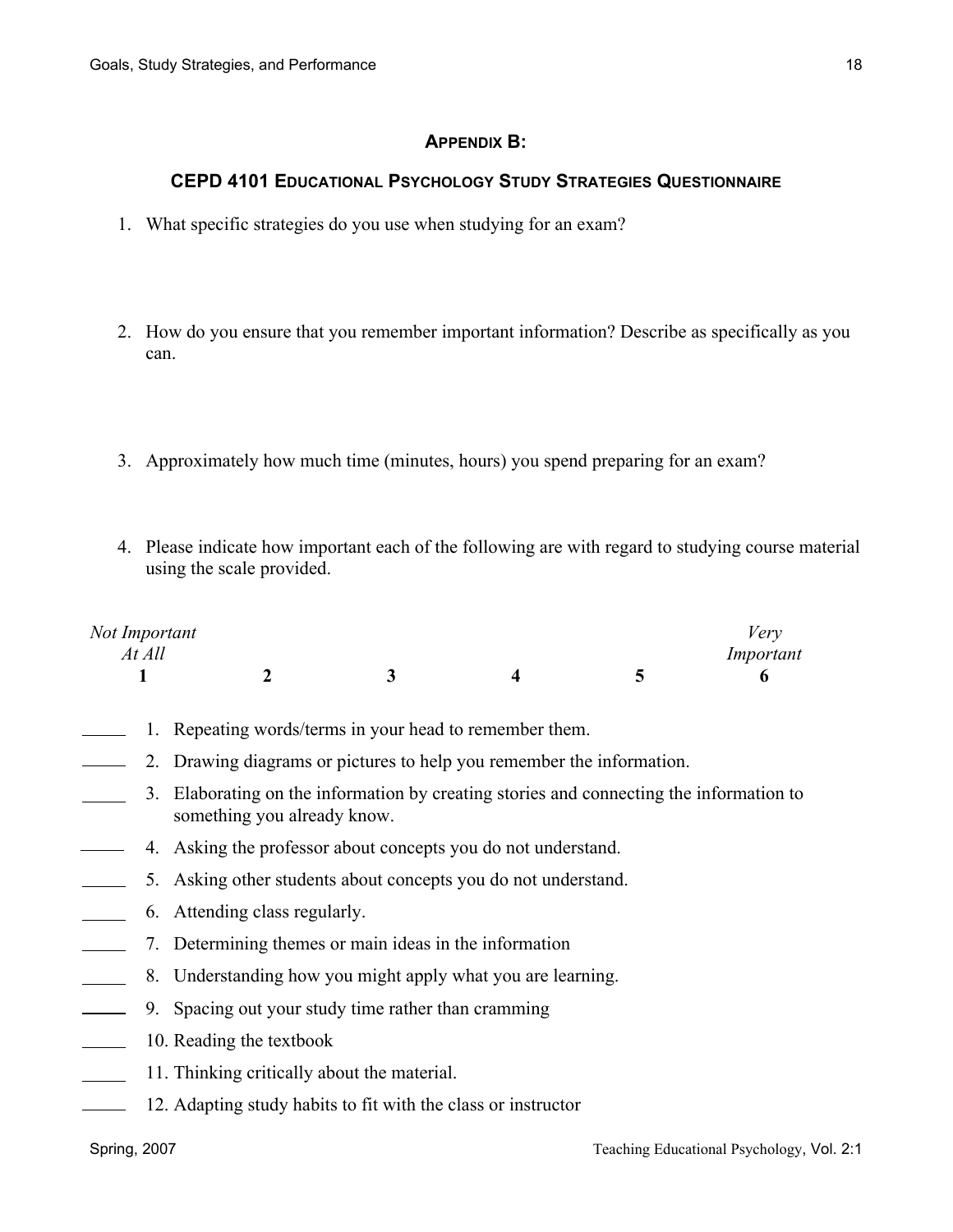## Appendix B:

## CEPD 4101 Educational Psychology Study Strategies Questionnaire

1. What specific strategies do you use when studying for an exam?

2. How do you ensure that you remember important information? Describe as specifically as you can.

3. Approximately how much time (minutes, hours) you spend preparing for an exam?

4. Please indicate how important each of the following are with regard to studying course material using the scale provided.

| *Not Important At All* | | | | | *Very Important* |
|---|---|---|---|---|---|
| **1** | **2** | **3** | **4** | **5** | **6** |

_____ 1. Repeating words/terms in your head to remember them.

_____ 2. Drawing diagrams or pictures to help you remember the information.

_____ 3. Elaborating on the information by creating stories and connecting the information to something you already know.

_____ 4. Asking the professor about concepts you do not understand.

_____ 5. Asking other students about concepts you do not understand.

_____ 6. Attending class regularly.

_____ 7. Determining themes or main ideas in the information

_____ 8. Understanding how you might apply what you are learning.

_____ 9. Spacing out your study time rather than cramming

_____ 10. Reading the textbook

_____ 11. Thinking critically about the material.

_____ 12. Adapting study habits to fit with the class or instructor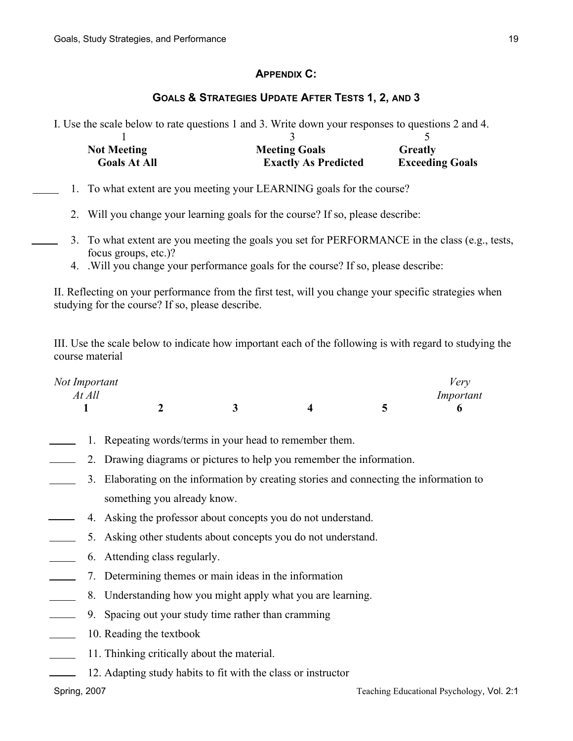## APPENDIX C:

## GOALS & STRATEGIES UPDATE AFTER TESTS 1, 2, AND 3

I. Use the scale below to rate questions 1 and 3. Write down your responses to questions 2 and 4.

| 1 | 3 | 5 |
|---|---|---|
| **Not Meeting Goals At All** | **Meeting Goals Exactly As Predicted** | **Greatly Exceeding Goals** |

_____ 1. To what extent are you meeting your LEARNING goals for the course?

2. Will you change your learning goals for the course? If so, please describe:

_____ 3. To what extent are you meeting the goals you set for PERFORMANCE in the class (e.g., tests, focus groups, etc.)?

4. .Will you change your performance goals for the course? If so, please describe:

II. Reflecting on your performance from the first test, will you change your specific strategies when studying for the course? If so, please describe.

III. Use the scale below to indicate how important each of the following is with regard to studying the course material

| *Not Important At All* | | | | | *Very Important* |
|---|---|---|---|---|---|
| **1** | **2** | **3** | **4** | **5** | **6** |

_____ 1. Repeating words/terms in your head to remember them.

_____ 2. Drawing diagrams or pictures to help you remember the information.

_____ 3. Elaborating on the information by creating stories and connecting the information to something you already know.

_____ 4. Asking the professor about concepts you do not understand.

_____ 5. Asking other students about concepts you do not understand.

_____ 6. Attending class regularly.

_____ 7. Determining themes or main ideas in the information

_____ 8. Understanding how you might apply what you are learning.

_____ 9. Spacing out your study time rather than cramming

_____ 10. Reading the textbook

_____ 11. Thinking critically about the material.

_____ 12. Adapting study habits to fit with the class or instructor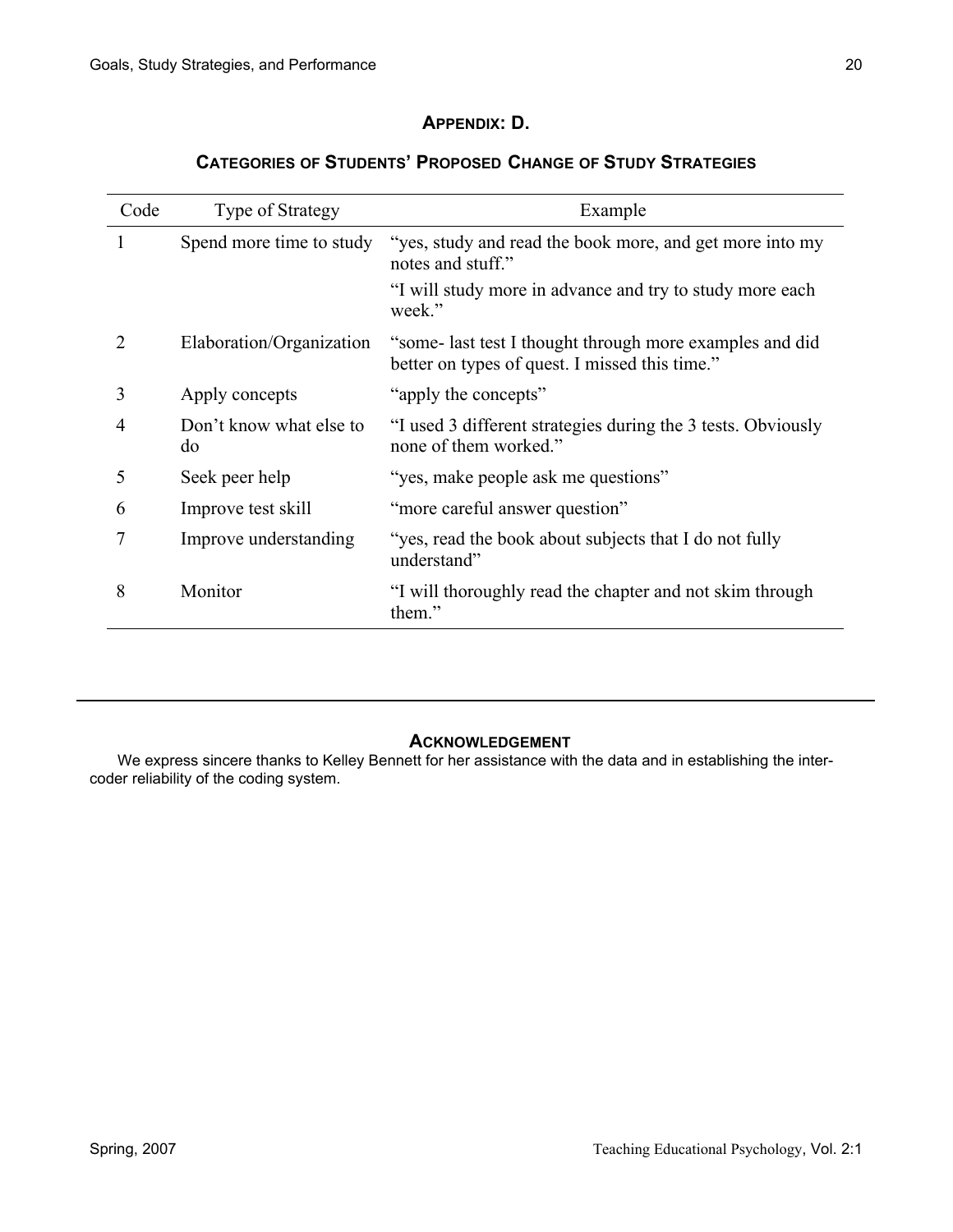## Appendix: D.

### Categories of Students' Proposed Change of Study Strategies

| Code | Type of Strategy | Example |
|---|---|---|
| 1 | Spend more time to study | "yes, study and read the book more, and get more into my notes and stuff." "I will study more in advance and try to study more each week." |
| 2 | Elaboration/Organization | "some- last test I thought through more examples and did better on types of quest. I missed this time." |
| 3 | Apply concepts | "apply the concepts" |
| 4 | Don't know what else to do | "I used 3 different strategies during the 3 tests. Obviously none of them worked." |
| 5 | Seek peer help | "yes, make people ask me questions" |
| 6 | Improve test skill | "more careful answer question" |
| 7 | Improve understanding | "yes, read the book about subjects that I do not fully understand" |
| 8 | Monitor | "I will thoroughly read the chapter and not skim through them." |

---

### Acknowledgement

We express sincere thanks to Kelley Bennett for her assistance with the data and in establishing the inter-coder reliability of the coding system.